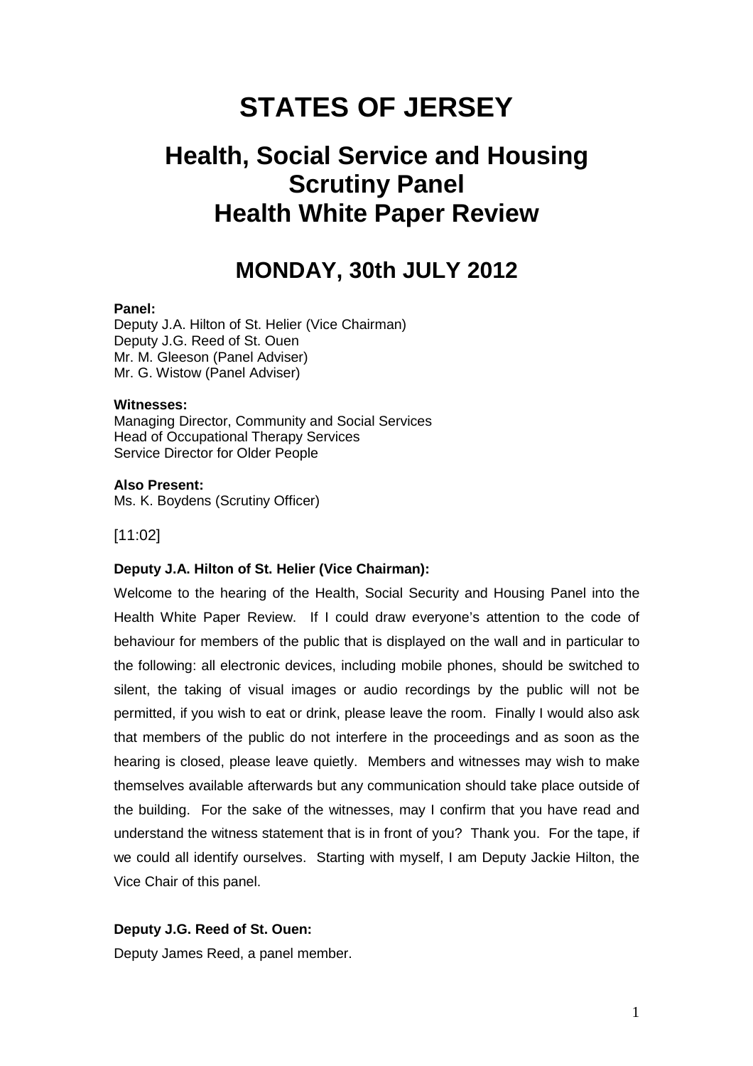# STATES OF JERSEY

## Health, Social Service and Housing Scrutiny Panel Health White Paper Review

## MONDAY, 30th JULY 2012

**Panel:**
Deputy J.A. Hilton of St. Helier (Vice Chairman)
Deputy J.G. Reed of St. Ouen
Mr. M. Gleeson (Panel Adviser)
Mr. G. Wistow (Panel Adviser)

**Witnesses:**
Managing Director, Community and Social Services
Head of Occupational Therapy Services
Service Director for Older People

**Also Present:**
Ms. K. Boydens (Scrutiny Officer)

[11:02]

**Deputy J.A. Hilton of St. Helier (Vice Chairman):**

Welcome to the hearing of the Health, Social Security and Housing Panel into the Health White Paper Review. If I could draw everyone's attention to the code of behaviour for members of the public that is displayed on the wall and in particular to the following: all electronic devices, including mobile phones, should be switched to silent, the taking of visual images or audio recordings by the public will not be permitted, if you wish to eat or drink, please leave the room. Finally I would also ask that members of the public do not interfere in the proceedings and as soon as the hearing is closed, please leave quietly. Members and witnesses may wish to make themselves available afterwards but any communication should take place outside of the building. For the sake of the witnesses, may I confirm that you have read and understand the witness statement that is in front of you? Thank you. For the tape, if we could all identify ourselves. Starting with myself, I am Deputy Jackie Hilton, the Vice Chair of this panel.

**Deputy J.G. Reed of St. Ouen:**

Deputy James Reed, a panel member.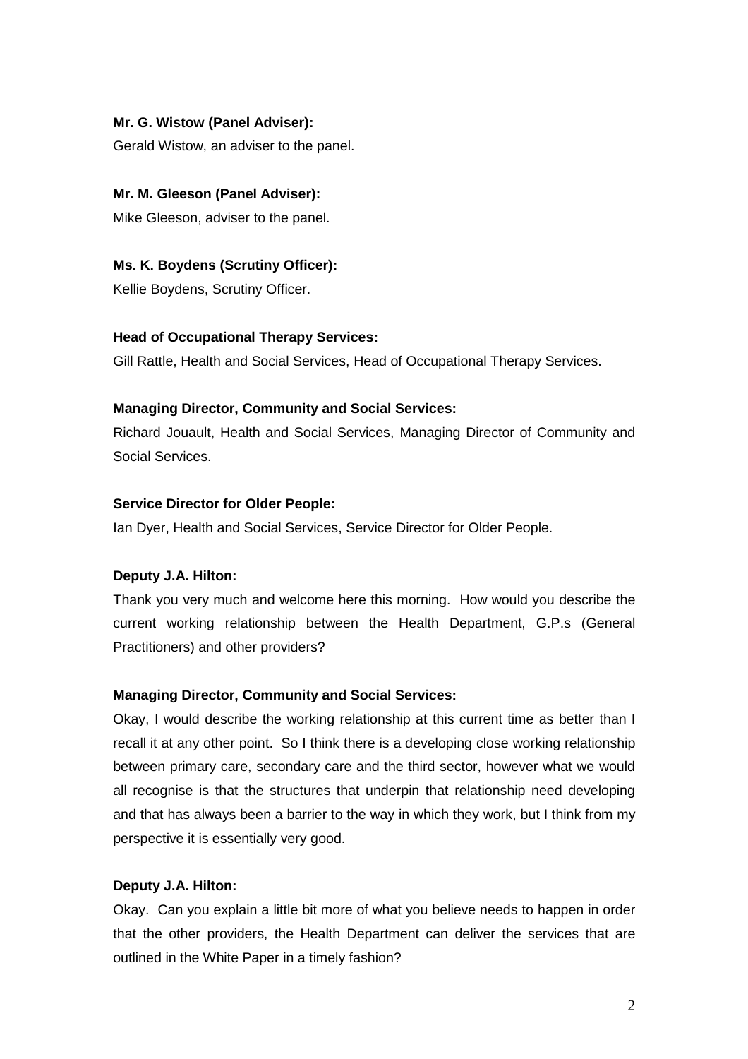**Mr. G. Wistow (Panel Adviser):**

Gerald Wistow, an adviser to the panel.

**Mr. M. Gleeson (Panel Adviser):**

Mike Gleeson, adviser to the panel.

**Ms. K. Boydens (Scrutiny Officer):**

Kellie Boydens, Scrutiny Officer.

**Head of Occupational Therapy Services:**

Gill Rattle, Health and Social Services, Head of Occupational Therapy Services.

**Managing Director, Community and Social Services:**

Richard Jouault, Health and Social Services, Managing Director of Community and Social Services.

**Service Director for Older People:**

Ian Dyer, Health and Social Services, Service Director for Older People.

**Deputy J.A. Hilton:**

Thank you very much and welcome here this morning. How would you describe the current working relationship between the Health Department, G.P.s (General Practitioners) and other providers?

**Managing Director, Community and Social Services:**

Okay, I would describe the working relationship at this current time as better than I recall it at any other point. So I think there is a developing close working relationship between primary care, secondary care and the third sector, however what we would all recognise is that the structures that underpin that relationship need developing and that has always been a barrier to the way in which they work, but I think from my perspective it is essentially very good.

**Deputy J.A. Hilton:**

Okay. Can you explain a little bit more of what you believe needs to happen in order that the other providers, the Health Department can deliver the services that are outlined in the White Paper in a timely fashion?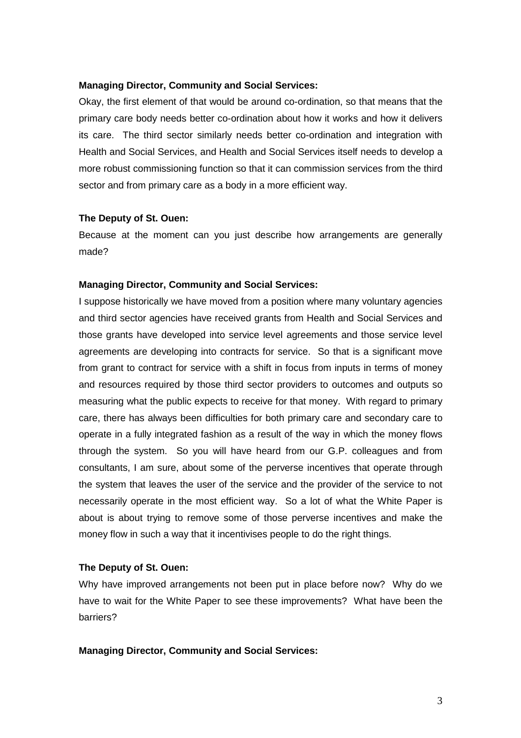**Managing Director, Community and Social Services:**

Okay, the first element of that would be around co-ordination, so that means that the primary care body needs better co-ordination about how it works and how it delivers its care. The third sector similarly needs better co-ordination and integration with Health and Social Services, and Health and Social Services itself needs to develop a more robust commissioning function so that it can commission services from the third sector and from primary care as a body in a more efficient way.

**The Deputy of St. Ouen:**

Because at the moment can you just describe how arrangements are generally made?

**Managing Director, Community and Social Services:**

I suppose historically we have moved from a position where many voluntary agencies and third sector agencies have received grants from Health and Social Services and those grants have developed into service level agreements and those service level agreements are developing into contracts for service. So that is a significant move from grant to contract for service with a shift in focus from inputs in terms of money and resources required by those third sector providers to outcomes and outputs so measuring what the public expects to receive for that money. With regard to primary care, there has always been difficulties for both primary care and secondary care to operate in a fully integrated fashion as a result of the way in which the money flows through the system. So you will have heard from our G.P. colleagues and from consultants, I am sure, about some of the perverse incentives that operate through the system that leaves the user of the service and the provider of the service to not necessarily operate in the most efficient way. So a lot of what the White Paper is about is about trying to remove some of those perverse incentives and make the money flow in such a way that it incentivises people to do the right things.

**The Deputy of St. Ouen:**

Why have improved arrangements not been put in place before now? Why do we have to wait for the White Paper to see these improvements? What have been the barriers?

**Managing Director, Community and Social Services:**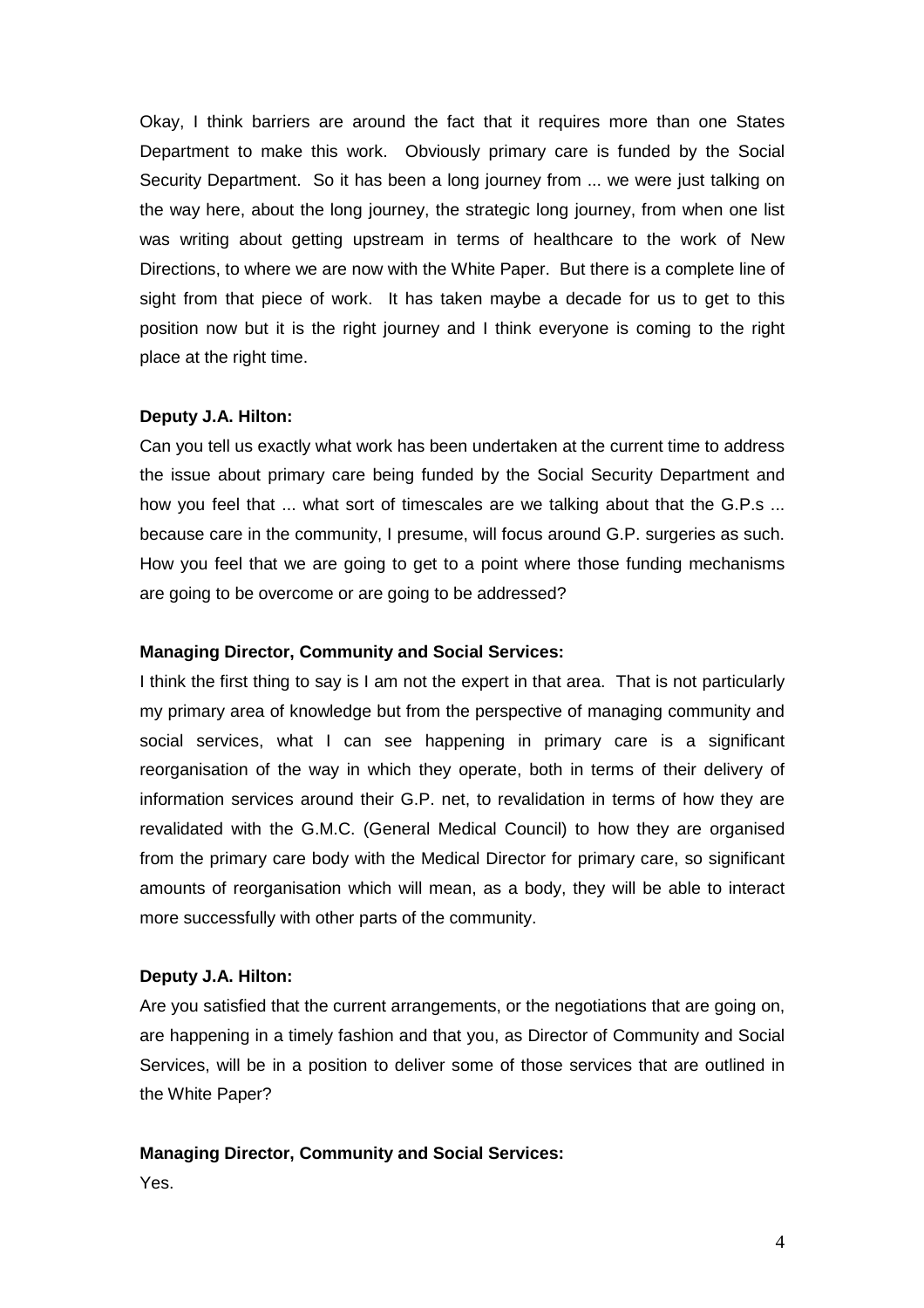Okay, I think barriers are around the fact that it requires more than one States Department to make this work. Obviously primary care is funded by the Social Security Department. So it has been a long journey from ... we were just talking on the way here, about the long journey, the strategic long journey, from when one list was writing about getting upstream in terms of healthcare to the work of New Directions, to where we are now with the White Paper. But there is a complete line of sight from that piece of work. It has taken maybe a decade for us to get to this position now but it is the right journey and I think everyone is coming to the right place at the right time.

**Deputy J.A. Hilton:**

Can you tell us exactly what work has been undertaken at the current time to address the issue about primary care being funded by the Social Security Department and how you feel that ... what sort of timescales are we talking about that the G.P.s ... because care in the community, I presume, will focus around G.P. surgeries as such. How you feel that we are going to get to a point where those funding mechanisms are going to be overcome or are going to be addressed?

**Managing Director, Community and Social Services:**

I think the first thing to say is I am not the expert in that area. That is not particularly my primary area of knowledge but from the perspective of managing community and social services, what I can see happening in primary care is a significant reorganisation of the way in which they operate, both in terms of their delivery of information services around their G.P. net, to revalidation in terms of how they are revalidated with the G.M.C. (General Medical Council) to how they are organised from the primary care body with the Medical Director for primary care, so significant amounts of reorganisation which will mean, as a body, they will be able to interact more successfully with other parts of the community.

**Deputy J.A. Hilton:**

Are you satisfied that the current arrangements, or the negotiations that are going on, are happening in a timely fashion and that you, as Director of Community and Social Services, will be in a position to deliver some of those services that are outlined in the White Paper?

**Managing Director, Community and Social Services:**

Yes.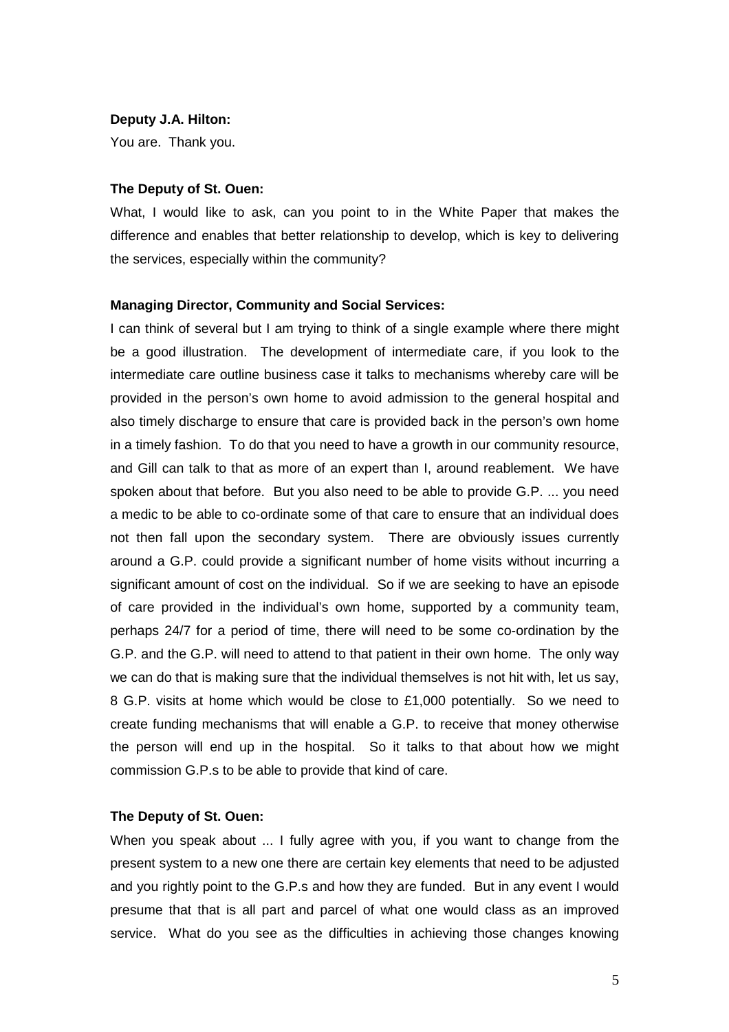**Deputy J.A. Hilton:**

You are. Thank you.

**The Deputy of St. Ouen:**

What, I would like to ask, can you point to in the White Paper that makes the difference and enables that better relationship to develop, which is key to delivering the services, especially within the community?

**Managing Director, Community and Social Services:**

I can think of several but I am trying to think of a single example where there might be a good illustration. The development of intermediate care, if you look to the intermediate care outline business case it talks to mechanisms whereby care will be provided in the person's own home to avoid admission to the general hospital and also timely discharge to ensure that care is provided back in the person's own home in a timely fashion. To do that you need to have a growth in our community resource, and Gill can talk to that as more of an expert than I, around reablement. We have spoken about that before. But you also need to be able to provide G.P. ... you need a medic to be able to co-ordinate some of that care to ensure that an individual does not then fall upon the secondary system. There are obviously issues currently around a G.P. could provide a significant number of home visits without incurring a significant amount of cost on the individual. So if we are seeking to have an episode of care provided in the individual's own home, supported by a community team, perhaps 24/7 for a period of time, there will need to be some co-ordination by the G.P. and the G.P. will need to attend to that patient in their own home. The only way we can do that is making sure that the individual themselves is not hit with, let us say, 8 G.P. visits at home which would be close to £1,000 potentially. So we need to create funding mechanisms that will enable a G.P. to receive that money otherwise the person will end up in the hospital. So it talks to that about how we might commission G.P.s to be able to provide that kind of care.

**The Deputy of St. Ouen:**

When you speak about ... I fully agree with you, if you want to change from the present system to a new one there are certain key elements that need to be adjusted and you rightly point to the G.P.s and how they are funded. But in any event I would presume that that is all part and parcel of what one would class as an improved service. What do you see as the difficulties in achieving those changes knowing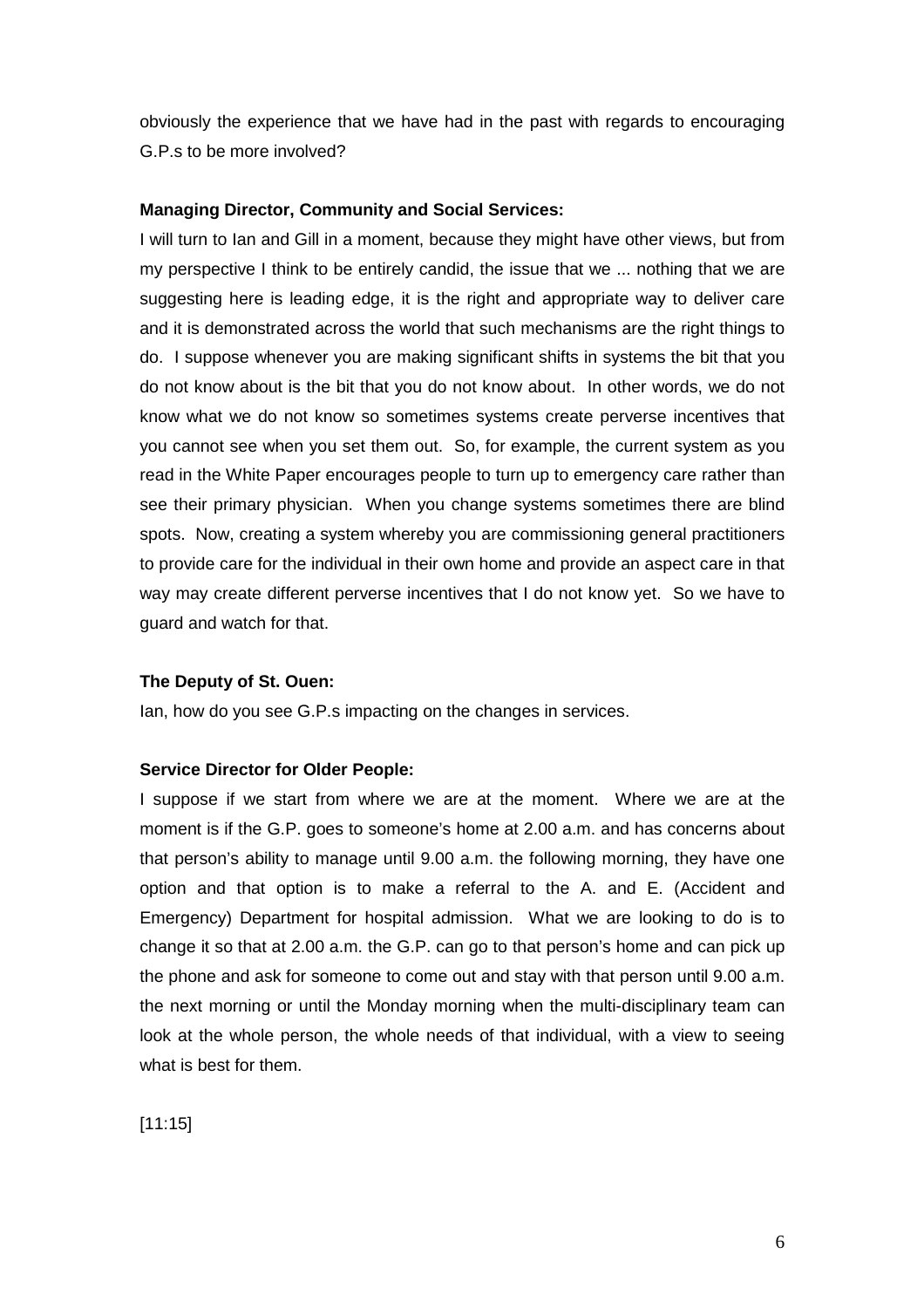obviously the experience that we have had in the past with regards to encouraging G.P.s to be more involved?

**Managing Director, Community and Social Services:**

I will turn to Ian and Gill in a moment, because they might have other views, but from my perspective I think to be entirely candid, the issue that we ... nothing that we are suggesting here is leading edge, it is the right and appropriate way to deliver care and it is demonstrated across the world that such mechanisms are the right things to do. I suppose whenever you are making significant shifts in systems the bit that you do not know about is the bit that you do not know about. In other words, we do not know what we do not know so sometimes systems create perverse incentives that you cannot see when you set them out. So, for example, the current system as you read in the White Paper encourages people to turn up to emergency care rather than see their primary physician. When you change systems sometimes there are blind spots. Now, creating a system whereby you are commissioning general practitioners to provide care for the individual in their own home and provide an aspect care in that way may create different perverse incentives that I do not know yet. So we have to guard and watch for that.

**The Deputy of St. Ouen:**

Ian, how do you see G.P.s impacting on the changes in services.

**Service Director for Older People:**

I suppose if we start from where we are at the moment. Where we are at the moment is if the G.P. goes to someone's home at 2.00 a.m. and has concerns about that person's ability to manage until 9.00 a.m. the following morning, they have one option and that option is to make a referral to the A. and E. (Accident and Emergency) Department for hospital admission. What we are looking to do is to change it so that at 2.00 a.m. the G.P. can go to that person's home and can pick up the phone and ask for someone to come out and stay with that person until 9.00 a.m. the next morning or until the Monday morning when the multi-disciplinary team can look at the whole person, the whole needs of that individual, with a view to seeing what is best for them.

[11:15]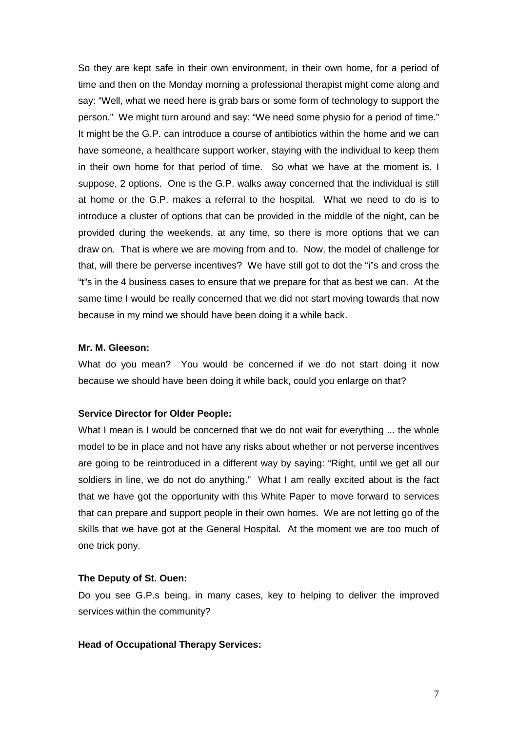So they are kept safe in their own environment, in their own home, for a period of time and then on the Monday morning a professional therapist might come along and say: "Well, what we need here is grab bars or some form of technology to support the person." We might turn around and say: "We need some physio for a period of time." It might be the G.P. can introduce a course of antibiotics within the home and we can have someone, a healthcare support worker, staying with the individual to keep them in their own home for that period of time. So what we have at the moment is, I suppose, 2 options. One is the G.P. walks away concerned that the individual is still at home or the G.P. makes a referral to the hospital. What we need to do is to introduce a cluster of options that can be provided in the middle of the night, can be provided during the weekends, at any time, so there is more options that we can draw on. That is where we are moving from and to. Now, the model of challenge for that, will there be perverse incentives? We have still got to dot the "i"s and cross the "t"s in the 4 business cases to ensure that we prepare for that as best we can. At the same time I would be really concerned that we did not start moving towards that now because in my mind we should have been doing it a while back.

**Mr. M. Gleeson:**

What do you mean? You would be concerned if we do not start doing it now because we should have been doing it while back, could you enlarge on that?

**Service Director for Older People:**

What I mean is I would be concerned that we do not wait for everything ... the whole model to be in place and not have any risks about whether or not perverse incentives are going to be reintroduced in a different way by saying: "Right, until we get all our soldiers in line, we do not do anything." What I am really excited about is the fact that we have got the opportunity with this White Paper to move forward to services that can prepare and support people in their own homes. We are not letting go of the skills that we have got at the General Hospital. At the moment we are too much of one trick pony.

**The Deputy of St. Ouen:**

Do you see G.P.s being, in many cases, key to helping to deliver the improved services within the community?

**Head of Occupational Therapy Services:**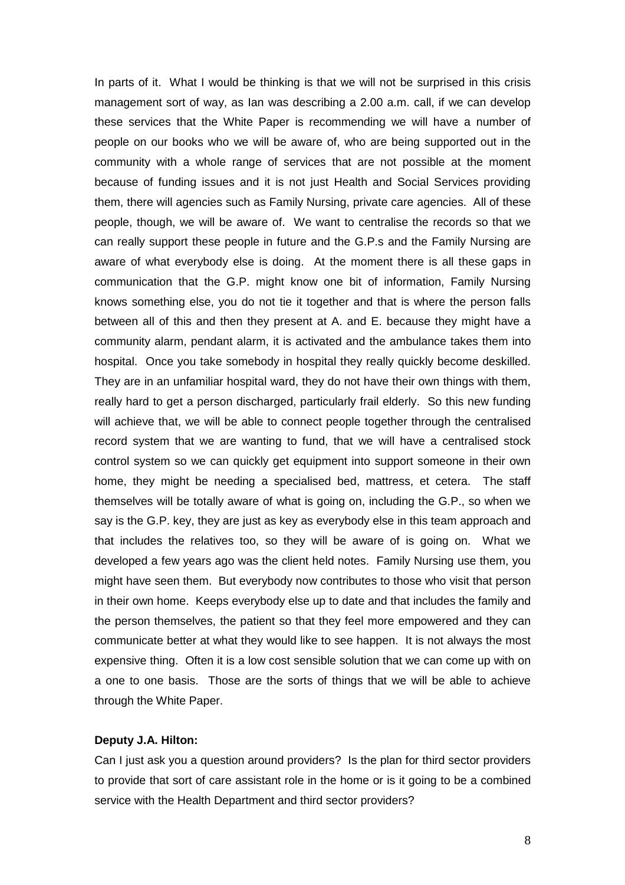In parts of it. What I would be thinking is that we will not be surprised in this crisis management sort of way, as Ian was describing a 2.00 a.m. call, if we can develop these services that the White Paper is recommending we will have a number of people on our books who we will be aware of, who are being supported out in the community with a whole range of services that are not possible at the moment because of funding issues and it is not just Health and Social Services providing them, there will agencies such as Family Nursing, private care agencies. All of these people, though, we will be aware of. We want to centralise the records so that we can really support these people in future and the G.P.s and the Family Nursing are aware of what everybody else is doing. At the moment there is all these gaps in communication that the G.P. might know one bit of information, Family Nursing knows something else, you do not tie it together and that is where the person falls between all of this and then they present at A. and E. because they might have a community alarm, pendant alarm, it is activated and the ambulance takes them into hospital. Once you take somebody in hospital they really quickly become deskilled. They are in an unfamiliar hospital ward, they do not have their own things with them, really hard to get a person discharged, particularly frail elderly. So this new funding will achieve that, we will be able to connect people together through the centralised record system that we are wanting to fund, that we will have a centralised stock control system so we can quickly get equipment into support someone in their own home, they might be needing a specialised bed, mattress, et cetera. The staff themselves will be totally aware of what is going on, including the G.P., so when we say is the G.P. key, they are just as key as everybody else in this team approach and that includes the relatives too, so they will be aware of is going on. What we developed a few years ago was the client held notes. Family Nursing use them, you might have seen them. But everybody now contributes to those who visit that person in their own home. Keeps everybody else up to date and that includes the family and the person themselves, the patient so that they feel more empowered and they can communicate better at what they would like to see happen. It is not always the most expensive thing. Often it is a low cost sensible solution that we can come up with on a one to one basis. Those are the sorts of things that we will be able to achieve through the White Paper.

**Deputy J.A. Hilton:**

Can I just ask you a question around providers? Is the plan for third sector providers to provide that sort of care assistant role in the home or is it going to be a combined service with the Health Department and third sector providers?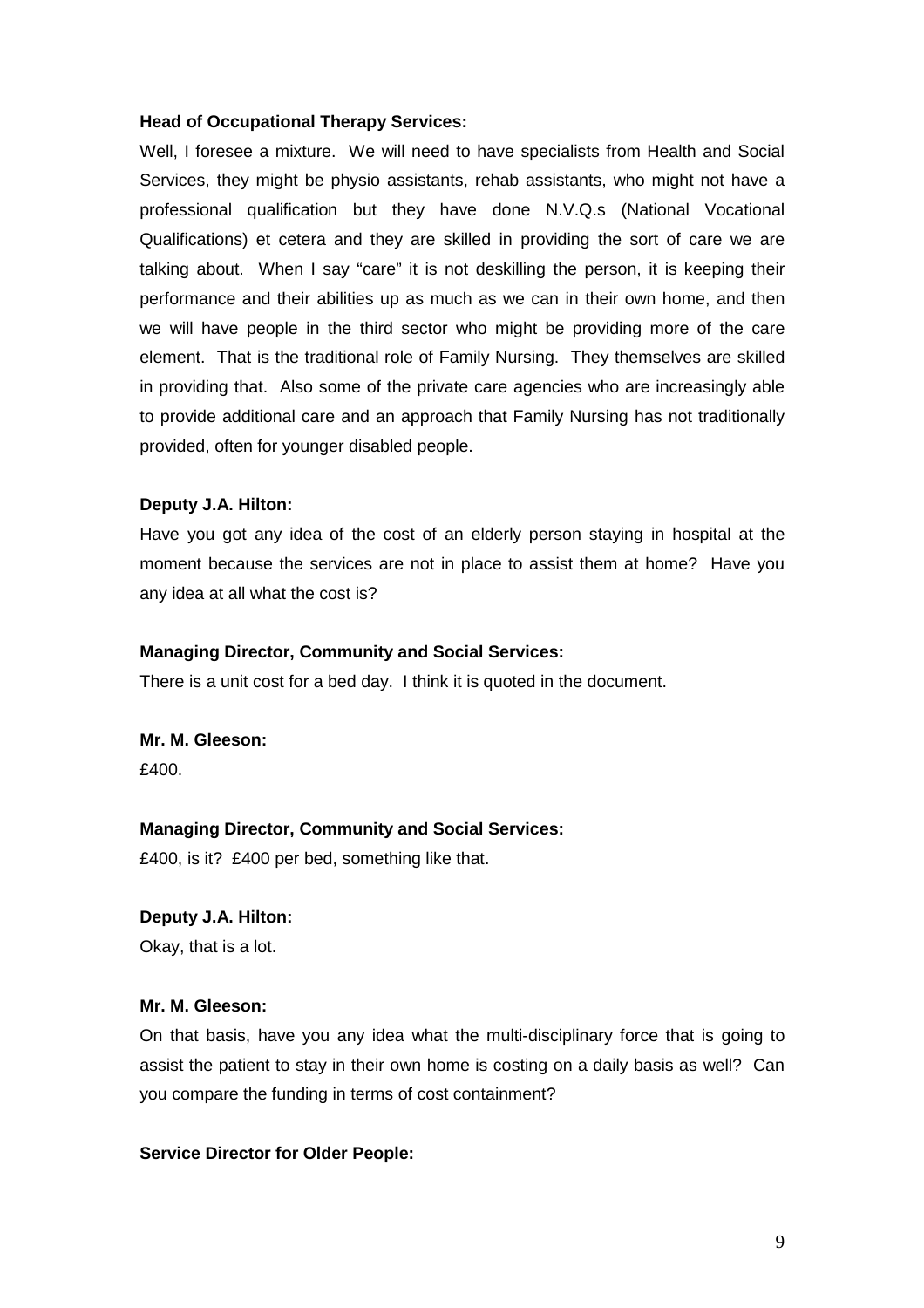**Head of Occupational Therapy Services:**

Well, I foresee a mixture. We will need to have specialists from Health and Social Services, they might be physio assistants, rehab assistants, who might not have a professional qualification but they have done N.V.Q.s (National Vocational Qualifications) et cetera and they are skilled in providing the sort of care we are talking about. When I say "care" it is not deskilling the person, it is keeping their performance and their abilities up as much as we can in their own home, and then we will have people in the third sector who might be providing more of the care element. That is the traditional role of Family Nursing. They themselves are skilled in providing that. Also some of the private care agencies who are increasingly able to provide additional care and an approach that Family Nursing has not traditionally provided, often for younger disabled people.

**Deputy J.A. Hilton:**

Have you got any idea of the cost of an elderly person staying in hospital at the moment because the services are not in place to assist them at home? Have you any idea at all what the cost is?

**Managing Director, Community and Social Services:**

There is a unit cost for a bed day. I think it is quoted in the document.

**Mr. M. Gleeson:**

£400.

**Managing Director, Community and Social Services:**

£400, is it? £400 per bed, something like that.

**Deputy J.A. Hilton:**

Okay, that is a lot.

**Mr. M. Gleeson:**

On that basis, have you any idea what the multi-disciplinary force that is going to assist the patient to stay in their own home is costing on a daily basis as well? Can you compare the funding in terms of cost containment?

**Service Director for Older People:**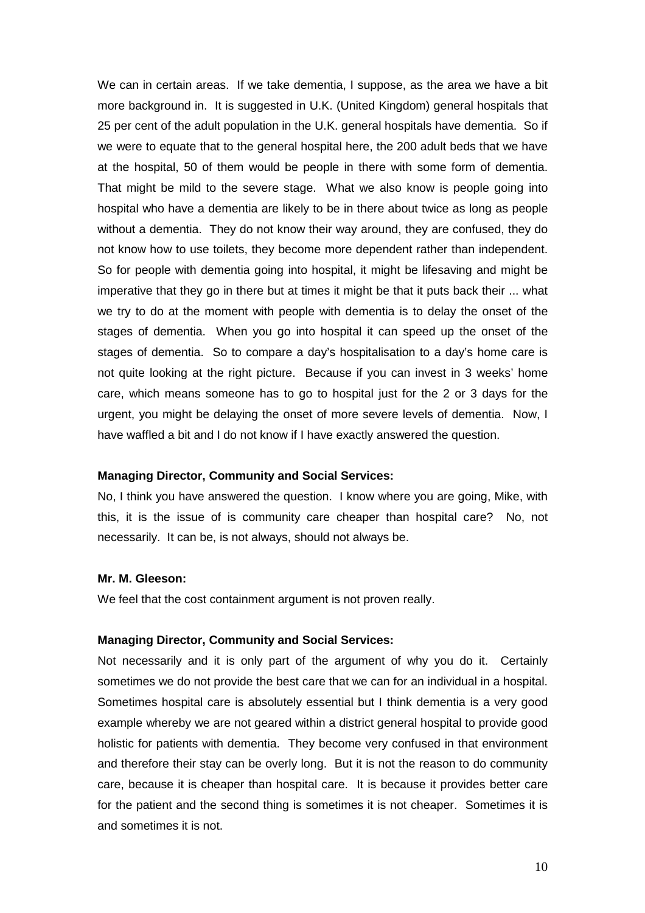We can in certain areas. If we take dementia, I suppose, as the area we have a bit more background in. It is suggested in U.K. (United Kingdom) general hospitals that 25 per cent of the adult population in the U.K. general hospitals have dementia. So if we were to equate that to the general hospital here, the 200 adult beds that we have at the hospital, 50 of them would be people in there with some form of dementia. That might be mild to the severe stage. What we also know is people going into hospital who have a dementia are likely to be in there about twice as long as people without a dementia. They do not know their way around, they are confused, they do not know how to use toilets, they become more dependent rather than independent. So for people with dementia going into hospital, it might be lifesaving and might be imperative that they go in there but at times it might be that it puts back their ... what we try to do at the moment with people with dementia is to delay the onset of the stages of dementia. When you go into hospital it can speed up the onset of the stages of dementia. So to compare a day's hospitalisation to a day's home care is not quite looking at the right picture. Because if you can invest in 3 weeks' home care, which means someone has to go to hospital just for the 2 or 3 days for the urgent, you might be delaying the onset of more severe levels of dementia. Now, I have waffled a bit and I do not know if I have exactly answered the question.

**Managing Director, Community and Social Services:**

No, I think you have answered the question. I know where you are going, Mike, with this, it is the issue of is community care cheaper than hospital care? No, not necessarily. It can be, is not always, should not always be.

**Mr. M. Gleeson:**

We feel that the cost containment argument is not proven really.

**Managing Director, Community and Social Services:**

Not necessarily and it is only part of the argument of why you do it. Certainly sometimes we do not provide the best care that we can for an individual in a hospital. Sometimes hospital care is absolutely essential but I think dementia is a very good example whereby we are not geared within a district general hospital to provide good holistic for patients with dementia. They become very confused in that environment and therefore their stay can be overly long. But it is not the reason to do community care, because it is cheaper than hospital care. It is because it provides better care for the patient and the second thing is sometimes it is not cheaper. Sometimes it is and sometimes it is not.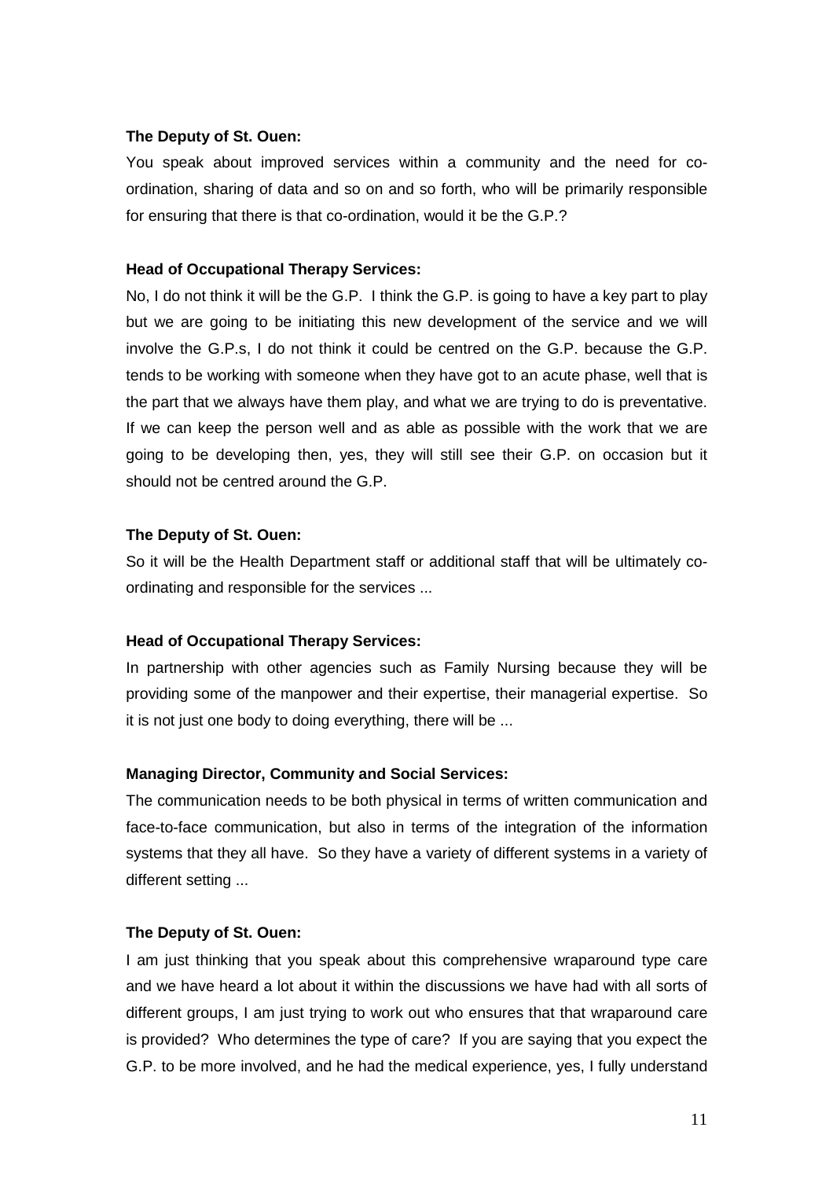**The Deputy of St. Ouen:**

You speak about improved services within a community and the need for co-ordination, sharing of data and so on and so forth, who will be primarily responsible for ensuring that there is that co-ordination, would it be the G.P.?

**Head of Occupational Therapy Services:**

No, I do not think it will be the G.P. I think the G.P. is going to have a key part to play but we are going to be initiating this new development of the service and we will involve the G.P.s, I do not think it could be centred on the G.P. because the G.P. tends to be working with someone when they have got to an acute phase, well that is the part that we always have them play, and what we are trying to do is preventative. If we can keep the person well and as able as possible with the work that we are going to be developing then, yes, they will still see their G.P. on occasion but it should not be centred around the G.P.

**The Deputy of St. Ouen:**

So it will be the Health Department staff or additional staff that will be ultimately co-ordinating and responsible for the services ...

**Head of Occupational Therapy Services:**

In partnership with other agencies such as Family Nursing because they will be providing some of the manpower and their expertise, their managerial expertise. So it is not just one body to doing everything, there will be ...

**Managing Director, Community and Social Services:**

The communication needs to be both physical in terms of written communication and face-to-face communication, but also in terms of the integration of the information systems that they all have. So they have a variety of different systems in a variety of different setting ...

**The Deputy of St. Ouen:**

I am just thinking that you speak about this comprehensive wraparound type care and we have heard a lot about it within the discussions we have had with all sorts of different groups, I am just trying to work out who ensures that that wraparound care is provided? Who determines the type of care? If you are saying that you expect the G.P. to be more involved, and he had the medical experience, yes, I fully understand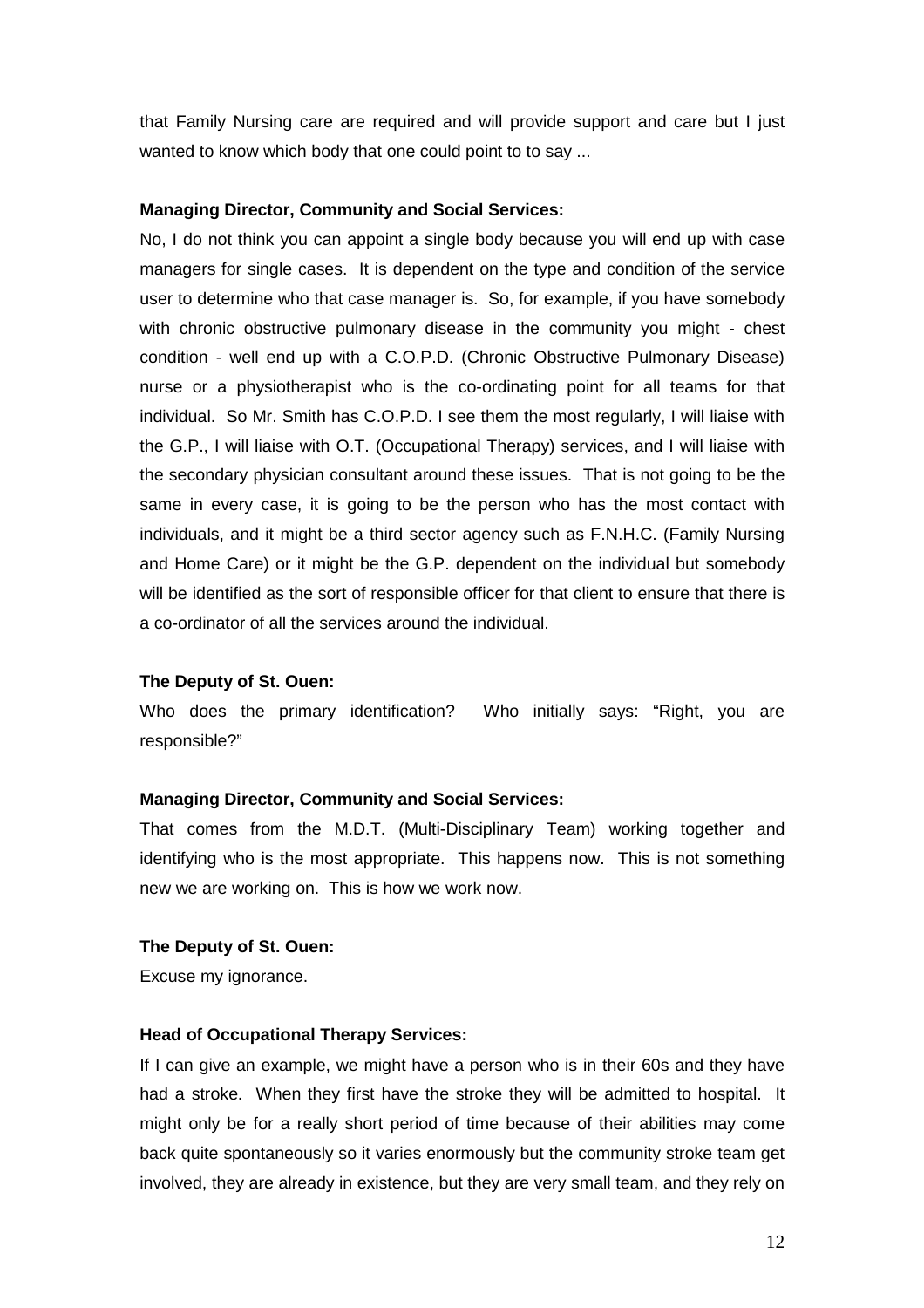that Family Nursing care are required and will provide support and care but I just wanted to know which body that one could point to to say ...

**Managing Director, Community and Social Services:**

No, I do not think you can appoint a single body because you will end up with case managers for single cases. It is dependent on the type and condition of the service user to determine who that case manager is. So, for example, if you have somebody with chronic obstructive pulmonary disease in the community you might - chest condition - well end up with a C.O.P.D. (Chronic Obstructive Pulmonary Disease) nurse or a physiotherapist who is the co-ordinating point for all teams for that individual. So Mr. Smith has C.O.P.D. I see them the most regularly, I will liaise with the G.P., I will liaise with O.T. (Occupational Therapy) services, and I will liaise with the secondary physician consultant around these issues. That is not going to be the same in every case, it is going to be the person who has the most contact with individuals, and it might be a third sector agency such as F.N.H.C. (Family Nursing and Home Care) or it might be the G.P. dependent on the individual but somebody will be identified as the sort of responsible officer for that client to ensure that there is a co-ordinator of all the services around the individual.

**The Deputy of St. Ouen:**

Who does the primary identification? Who initially says: "Right, you are responsible?"

**Managing Director, Community and Social Services:**

That comes from the M.D.T. (Multi-Disciplinary Team) working together and identifying who is the most appropriate. This happens now. This is not something new we are working on. This is how we work now.

**The Deputy of St. Ouen:**

Excuse my ignorance.

**Head of Occupational Therapy Services:**

If I can give an example, we might have a person who is in their 60s and they have had a stroke. When they first have the stroke they will be admitted to hospital. It might only be for a really short period of time because of their abilities may come back quite spontaneously so it varies enormously but the community stroke team get involved, they are already in existence, but they are very small team, and they rely on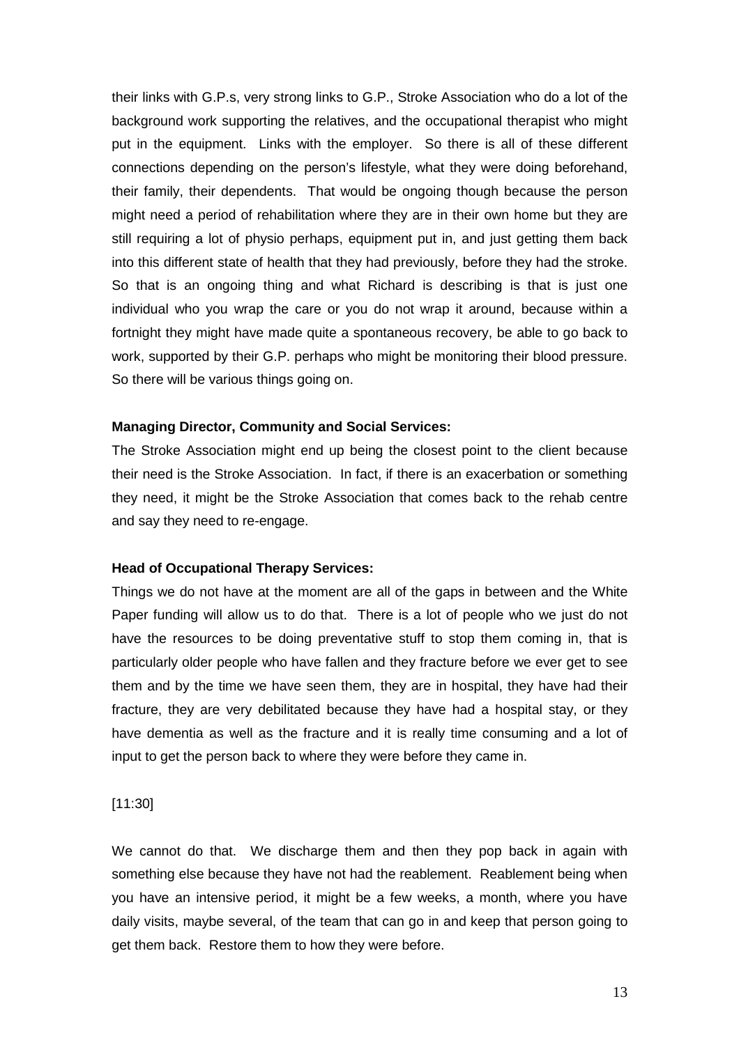their links with G.P.s, very strong links to G.P., Stroke Association who do a lot of the background work supporting the relatives, and the occupational therapist who might put in the equipment. Links with the employer. So there is all of these different connections depending on the person's lifestyle, what they were doing beforehand, their family, their dependents. That would be ongoing though because the person might need a period of rehabilitation where they are in their own home but they are still requiring a lot of physio perhaps, equipment put in, and just getting them back into this different state of health that they had previously, before they had the stroke. So that is an ongoing thing and what Richard is describing is that is just one individual who you wrap the care or you do not wrap it around, because within a fortnight they might have made quite a spontaneous recovery, be able to go back to work, supported by their G.P. perhaps who might be monitoring their blood pressure. So there will be various things going on.

**Managing Director, Community and Social Services:**

The Stroke Association might end up being the closest point to the client because their need is the Stroke Association. In fact, if there is an exacerbation or something they need, it might be the Stroke Association that comes back to the rehab centre and say they need to re-engage.

**Head of Occupational Therapy Services:**

Things we do not have at the moment are all of the gaps in between and the White Paper funding will allow us to do that. There is a lot of people who we just do not have the resources to be doing preventative stuff to stop them coming in, that is particularly older people who have fallen and they fracture before we ever get to see them and by the time we have seen them, they are in hospital, they have had their fracture, they are very debilitated because they have had a hospital stay, or they have dementia as well as the fracture and it is really time consuming and a lot of input to get the person back to where they were before they came in.

[11:30]

We cannot do that. We discharge them and then they pop back in again with something else because they have not had the reablement. Reablement being when you have an intensive period, it might be a few weeks, a month, where you have daily visits, maybe several, of the team that can go in and keep that person going to get them back. Restore them to how they were before.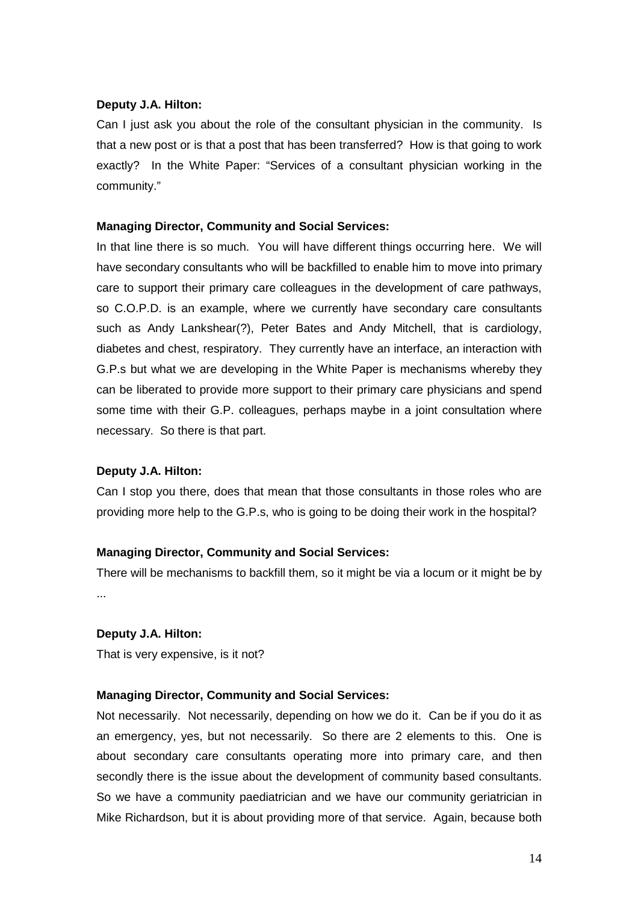**Deputy J.A. Hilton:**

Can I just ask you about the role of the consultant physician in the community. Is that a new post or is that a post that has been transferred? How is that going to work exactly? In the White Paper: "Services of a consultant physician working in the community."

**Managing Director, Community and Social Services:**

In that line there is so much. You will have different things occurring here. We will have secondary consultants who will be backfilled to enable him to move into primary care to support their primary care colleagues in the development of care pathways, so C.O.P.D. is an example, where we currently have secondary care consultants such as Andy Lankshear(?), Peter Bates and Andy Mitchell, that is cardiology, diabetes and chest, respiratory. They currently have an interface, an interaction with G.P.s but what we are developing in the White Paper is mechanisms whereby they can be liberated to provide more support to their primary care physicians and spend some time with their G.P. colleagues, perhaps maybe in a joint consultation where necessary. So there is that part.

**Deputy J.A. Hilton:**

Can I stop you there, does that mean that those consultants in those roles who are providing more help to the G.P.s, who is going to be doing their work in the hospital?

**Managing Director, Community and Social Services:**

There will be mechanisms to backfill them, so it might be via a locum or it might be by ...

**Deputy J.A. Hilton:**

That is very expensive, is it not?

**Managing Director, Community and Social Services:**

Not necessarily. Not necessarily, depending on how we do it. Can be if you do it as an emergency, yes, but not necessarily. So there are 2 elements to this. One is about secondary care consultants operating more into primary care, and then secondly there is the issue about the development of community based consultants. So we have a community paediatrician and we have our community geriatrician in Mike Richardson, but it is about providing more of that service. Again, because both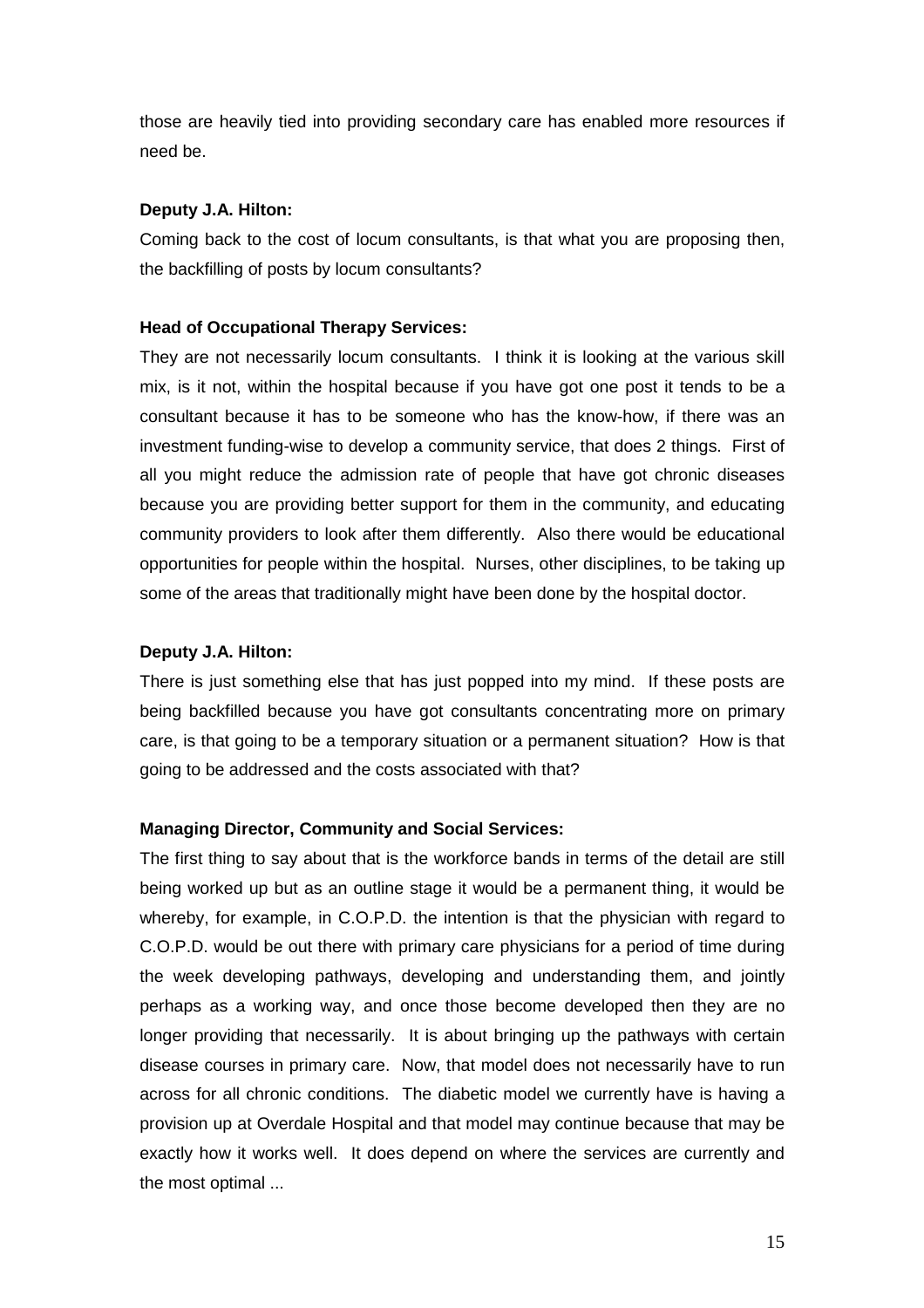those are heavily tied into providing secondary care has enabled more resources if need be.

**Deputy J.A. Hilton:**

Coming back to the cost of locum consultants, is that what you are proposing then, the backfilling of posts by locum consultants?

**Head of Occupational Therapy Services:**

They are not necessarily locum consultants. I think it is looking at the various skill mix, is it not, within the hospital because if you have got one post it tends to be a consultant because it has to be someone who has the know-how, if there was an investment funding-wise to develop a community service, that does 2 things. First of all you might reduce the admission rate of people that have got chronic diseases because you are providing better support for them in the community, and educating community providers to look after them differently. Also there would be educational opportunities for people within the hospital. Nurses, other disciplines, to be taking up some of the areas that traditionally might have been done by the hospital doctor.

**Deputy J.A. Hilton:**

There is just something else that has just popped into my mind. If these posts are being backfilled because you have got consultants concentrating more on primary care, is that going to be a temporary situation or a permanent situation? How is that going to be addressed and the costs associated with that?

**Managing Director, Community and Social Services:**

The first thing to say about that is the workforce bands in terms of the detail are still being worked up but as an outline stage it would be a permanent thing, it would be whereby, for example, in C.O.P.D. the intention is that the physician with regard to C.O.P.D. would be out there with primary care physicians for a period of time during the week developing pathways, developing and understanding them, and jointly perhaps as a working way, and once those become developed then they are no longer providing that necessarily. It is about bringing up the pathways with certain disease courses in primary care. Now, that model does not necessarily have to run across for all chronic conditions. The diabetic model we currently have is having a provision up at Overdale Hospital and that model may continue because that may be exactly how it works well. It does depend on where the services are currently and the most optimal ...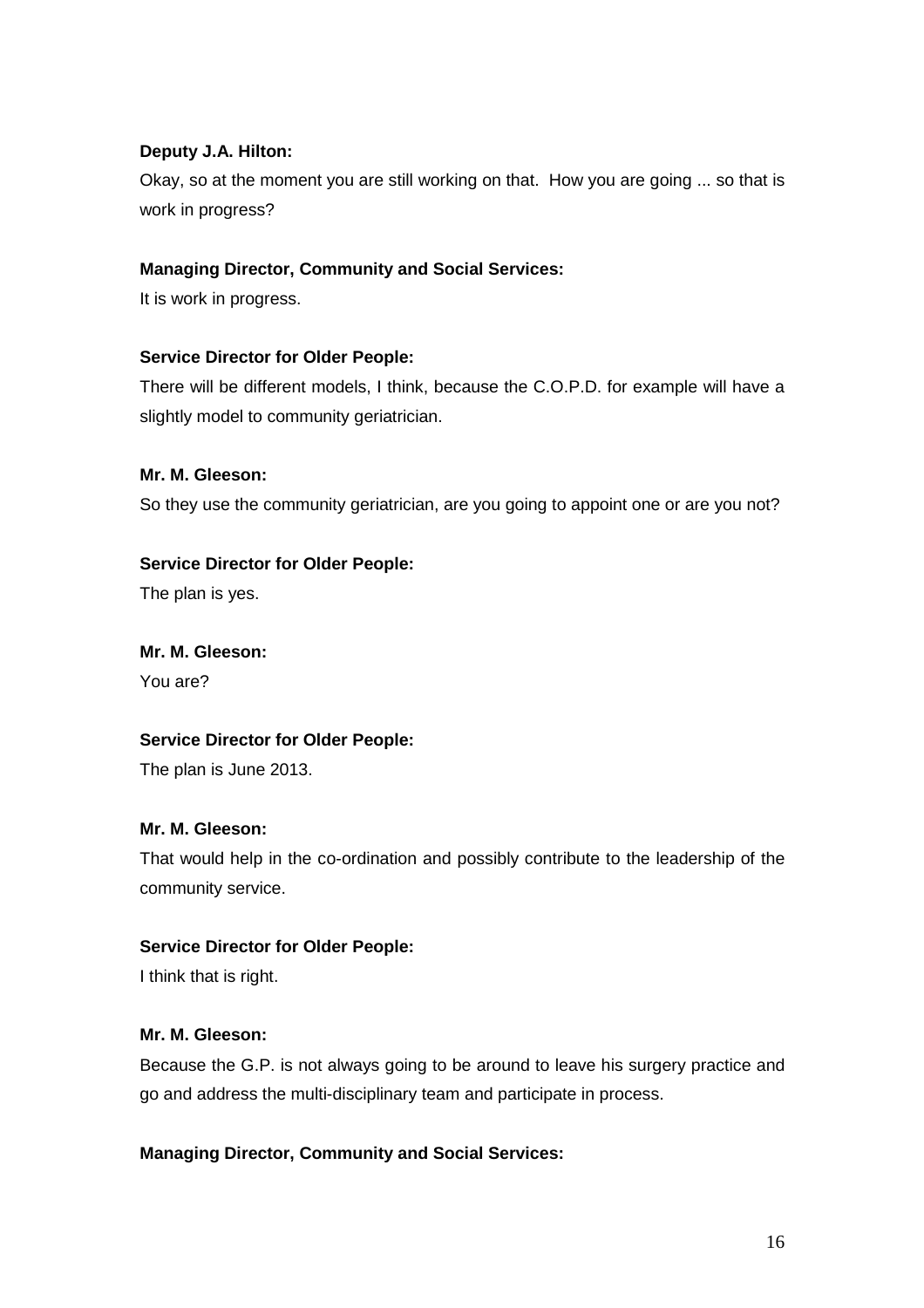**Deputy J.A. Hilton:**

Okay, so at the moment you are still working on that. How you are going ... so that is work in progress?

**Managing Director, Community and Social Services:**

It is work in progress.

**Service Director for Older People:**

There will be different models, I think, because the C.O.P.D. for example will have a slightly model to community geriatrician.

**Mr. M. Gleeson:**

So they use the community geriatrician, are you going to appoint one or are you not?

**Service Director for Older People:**

The plan is yes.

**Mr. M. Gleeson:**

You are?

**Service Director for Older People:**

The plan is June 2013.

**Mr. M. Gleeson:**

That would help in the co-ordination and possibly contribute to the leadership of the community service.

**Service Director for Older People:**

I think that is right.

**Mr. M. Gleeson:**

Because the G.P. is not always going to be around to leave his surgery practice and go and address the multi-disciplinary team and participate in process.

**Managing Director, Community and Social Services:**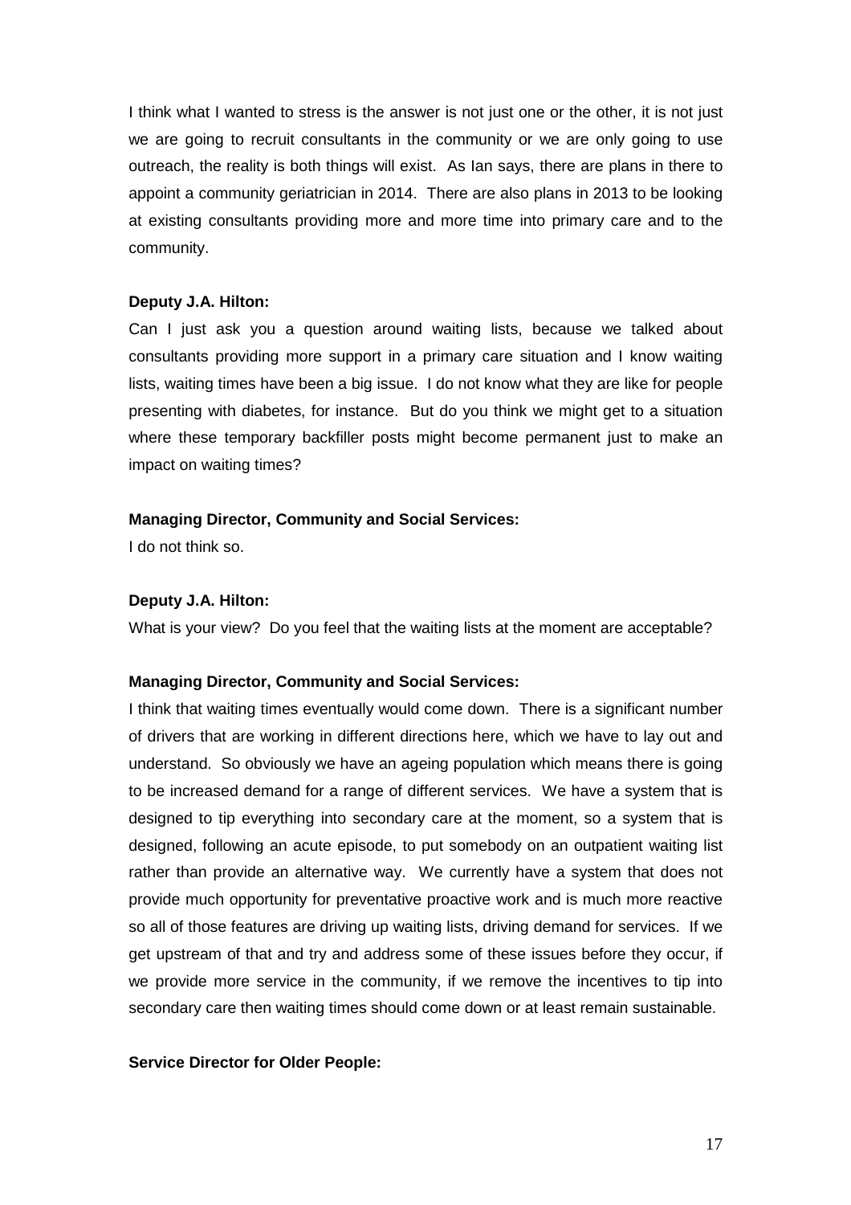I think what I wanted to stress is the answer is not just one or the other, it is not just we are going to recruit consultants in the community or we are only going to use outreach, the reality is both things will exist. As Ian says, there are plans in there to appoint a community geriatrician in 2014. There are also plans in 2013 to be looking at existing consultants providing more and more time into primary care and to the community.

**Deputy J.A. Hilton:**

Can I just ask you a question around waiting lists, because we talked about consultants providing more support in a primary care situation and I know waiting lists, waiting times have been a big issue. I do not know what they are like for people presenting with diabetes, for instance. But do you think we might get to a situation where these temporary backfiller posts might become permanent just to make an impact on waiting times?

**Managing Director, Community and Social Services:**

I do not think so.

**Deputy J.A. Hilton:**

What is your view? Do you feel that the waiting lists at the moment are acceptable?

**Managing Director, Community and Social Services:**

I think that waiting times eventually would come down. There is a significant number of drivers that are working in different directions here, which we have to lay out and understand. So obviously we have an ageing population which means there is going to be increased demand for a range of different services. We have a system that is designed to tip everything into secondary care at the moment, so a system that is designed, following an acute episode, to put somebody on an outpatient waiting list rather than provide an alternative way. We currently have a system that does not provide much opportunity for preventative proactive work and is much more reactive so all of those features are driving up waiting lists, driving demand for services. If we get upstream of that and try and address some of these issues before they occur, if we provide more service in the community, if we remove the incentives to tip into secondary care then waiting times should come down or at least remain sustainable.

**Service Director for Older People:**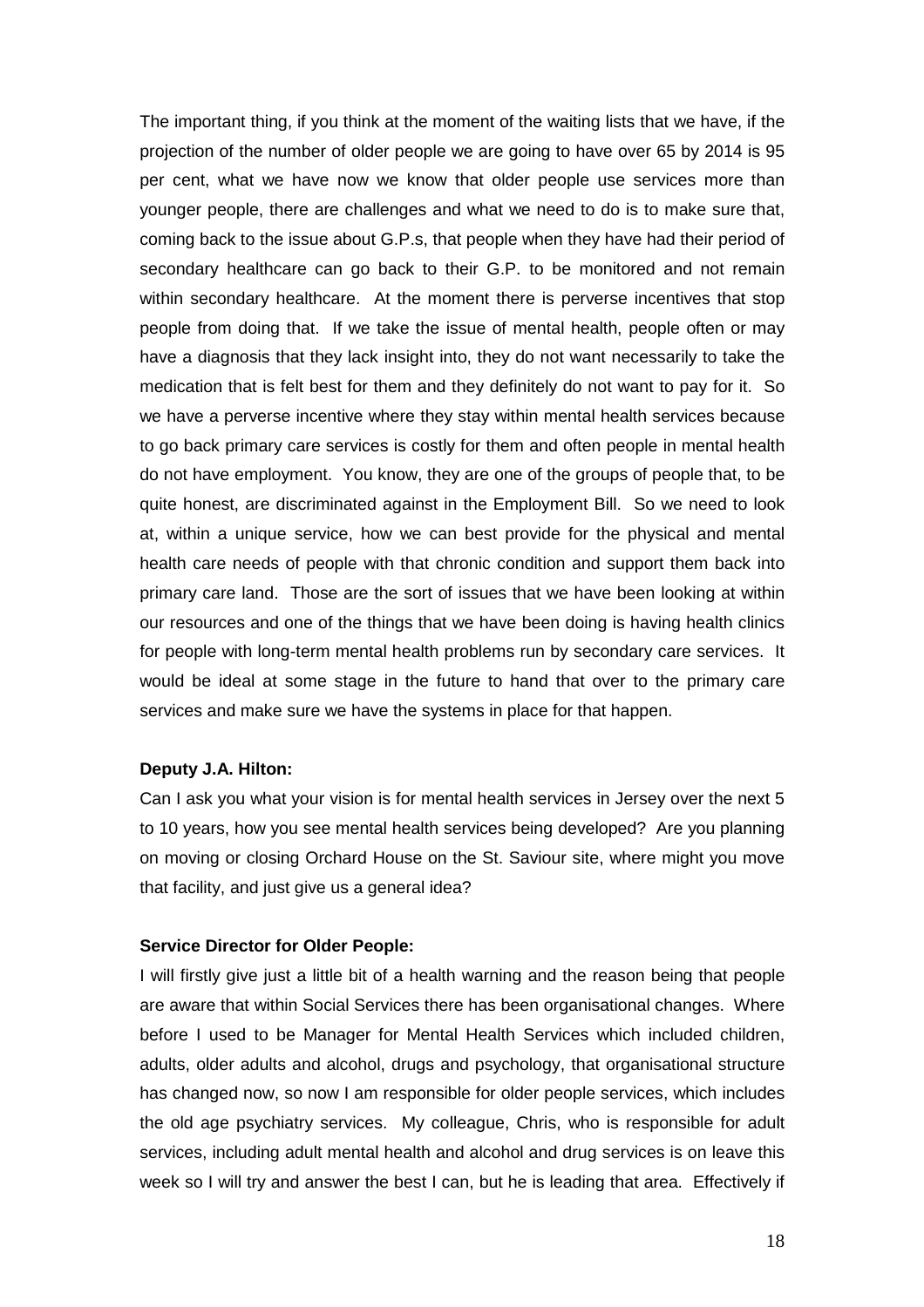The important thing, if you think at the moment of the waiting lists that we have, if the projection of the number of older people we are going to have over 65 by 2014 is 95 per cent, what we have now we know that older people use services more than younger people, there are challenges and what we need to do is to make sure that, coming back to the issue about G.P.s, that people when they have had their period of secondary healthcare can go back to their G.P. to be monitored and not remain within secondary healthcare. At the moment there is perverse incentives that stop people from doing that. If we take the issue of mental health, people often or may have a diagnosis that they lack insight into, they do not want necessarily to take the medication that is felt best for them and they definitely do not want to pay for it. So we have a perverse incentive where they stay within mental health services because to go back primary care services is costly for them and often people in mental health do not have employment. You know, they are one of the groups of people that, to be quite honest, are discriminated against in the Employment Bill. So we need to look at, within a unique service, how we can best provide for the physical and mental health care needs of people with that chronic condition and support them back into primary care land. Those are the sort of issues that we have been looking at within our resources and one of the things that we have been doing is having health clinics for people with long-term mental health problems run by secondary care services. It would be ideal at some stage in the future to hand that over to the primary care services and make sure we have the systems in place for that happen.

**Deputy J.A. Hilton:**

Can I ask you what your vision is for mental health services in Jersey over the next 5 to 10 years, how you see mental health services being developed? Are you planning on moving or closing Orchard House on the St. Saviour site, where might you move that facility, and just give us a general idea?

**Service Director for Older People:**

I will firstly give just a little bit of a health warning and the reason being that people are aware that within Social Services there has been organisational changes. Where before I used to be Manager for Mental Health Services which included children, adults, older adults and alcohol, drugs and psychology, that organisational structure has changed now, so now I am responsible for older people services, which includes the old age psychiatry services. My colleague, Chris, who is responsible for adult services, including adult mental health and alcohol and drug services is on leave this week so I will try and answer the best I can, but he is leading that area. Effectively if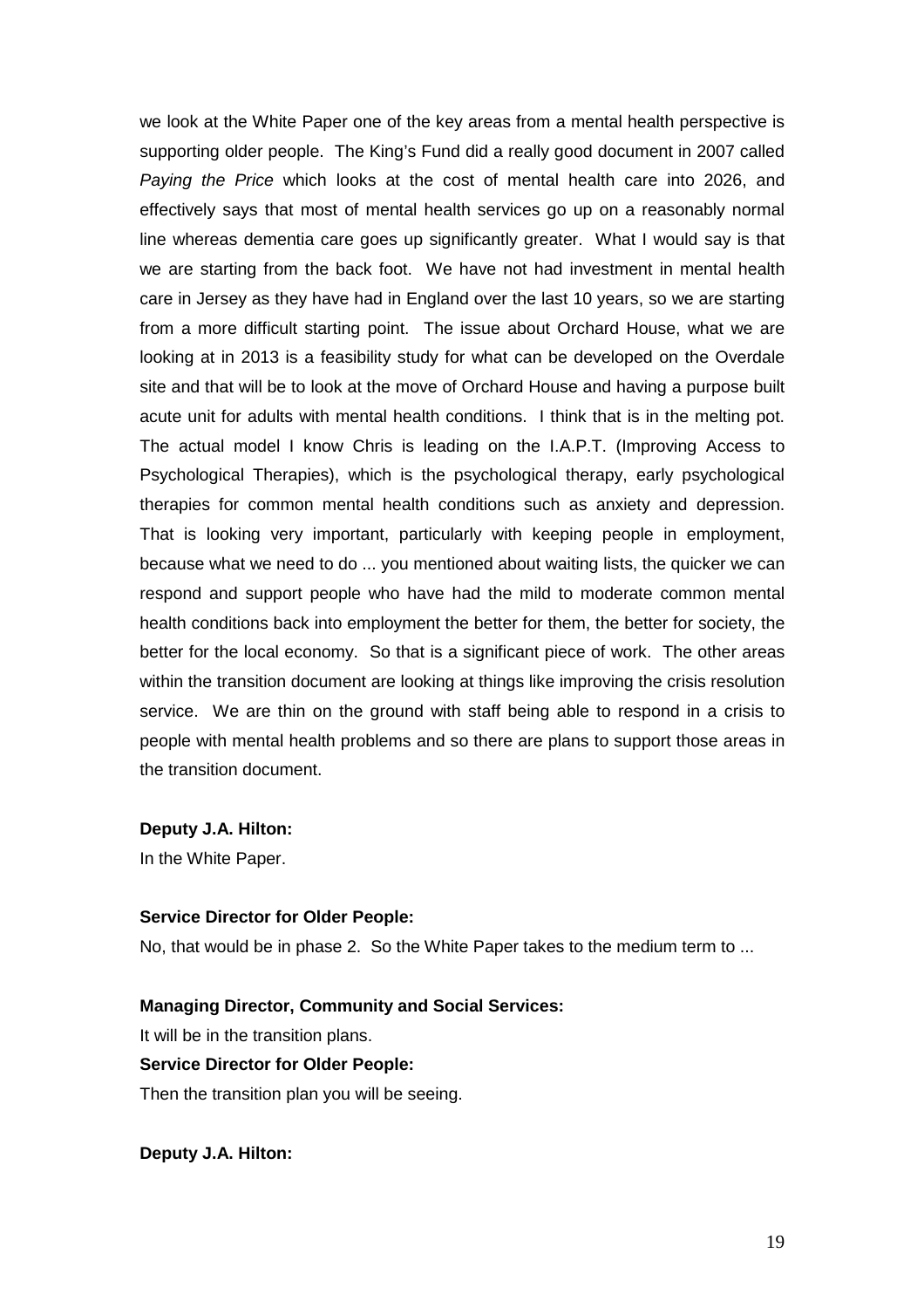we look at the White Paper one of the key areas from a mental health perspective is supporting older people. The King's Fund did a really good document in 2007 called *Paying the Price* which looks at the cost of mental health care into 2026, and effectively says that most of mental health services go up on a reasonably normal line whereas dementia care goes up significantly greater. What I would say is that we are starting from the back foot. We have not had investment in mental health care in Jersey as they have had in England over the last 10 years, so we are starting from a more difficult starting point. The issue about Orchard House, what we are looking at in 2013 is a feasibility study for what can be developed on the Overdale site and that will be to look at the move of Orchard House and having a purpose built acute unit for adults with mental health conditions. I think that is in the melting pot. The actual model I know Chris is leading on the I.A.P.T. (Improving Access to Psychological Therapies), which is the psychological therapy, early psychological therapies for common mental health conditions such as anxiety and depression. That is looking very important, particularly with keeping people in employment, because what we need to do ... you mentioned about waiting lists, the quicker we can respond and support people who have had the mild to moderate common mental health conditions back into employment the better for them, the better for society, the better for the local economy. So that is a significant piece of work. The other areas within the transition document are looking at things like improving the crisis resolution service. We are thin on the ground with staff being able to respond in a crisis to people with mental health problems and so there are plans to support those areas in the transition document.

**Deputy J.A. Hilton:**

In the White Paper.

**Service Director for Older People:**

No, that would be in phase 2. So the White Paper takes to the medium term to ...

**Managing Director, Community and Social Services:**

It will be in the transition plans.

**Service Director for Older People:**

Then the transition plan you will be seeing.

**Deputy J.A. Hilton:**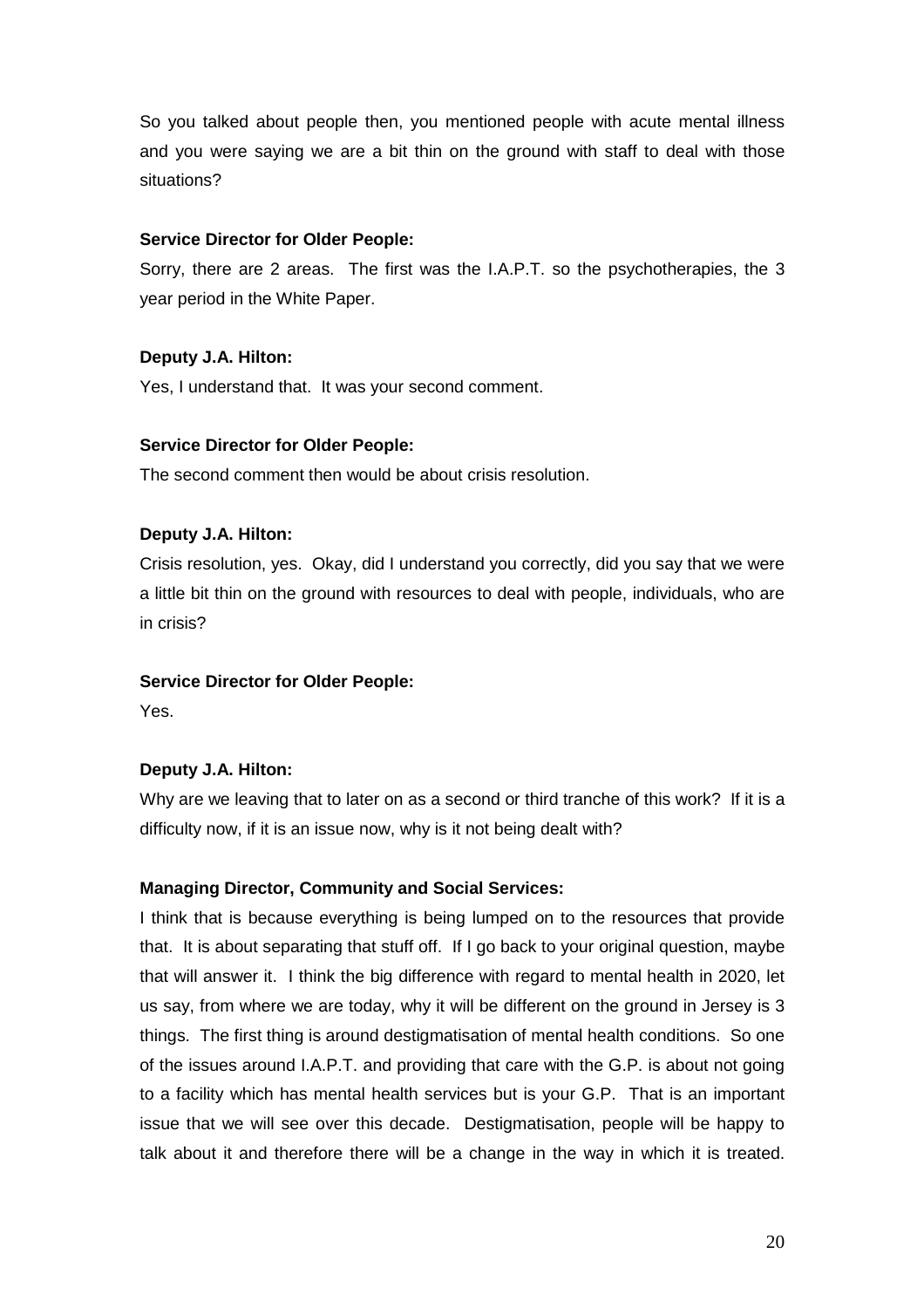So you talked about people then, you mentioned people with acute mental illness and you were saying we are a bit thin on the ground with staff to deal with those situations?

**Service Director for Older People:**

Sorry, there are 2 areas. The first was the I.A.P.T. so the psychotherapies, the 3 year period in the White Paper.

**Deputy J.A. Hilton:**

Yes, I understand that. It was your second comment.

**Service Director for Older People:**

The second comment then would be about crisis resolution.

**Deputy J.A. Hilton:**

Crisis resolution, yes. Okay, did I understand you correctly, did you say that we were a little bit thin on the ground with resources to deal with people, individuals, who are in crisis?

**Service Director for Older People:**

Yes.

**Deputy J.A. Hilton:**

Why are we leaving that to later on as a second or third tranche of this work? If it is a difficulty now, if it is an issue now, why is it not being dealt with?

**Managing Director, Community and Social Services:**

I think that is because everything is being lumped on to the resources that provide that. It is about separating that stuff off. If I go back to your original question, maybe that will answer it. I think the big difference with regard to mental health in 2020, let us say, from where we are today, why it will be different on the ground in Jersey is 3 things. The first thing is around destigmatisation of mental health conditions. So one of the issues around I.A.P.T. and providing that care with the G.P. is about not going to a facility which has mental health services but is your G.P. That is an important issue that we will see over this decade. Destigmatisation, people will be happy to talk about it and therefore there will be a change in the way in which it is treated.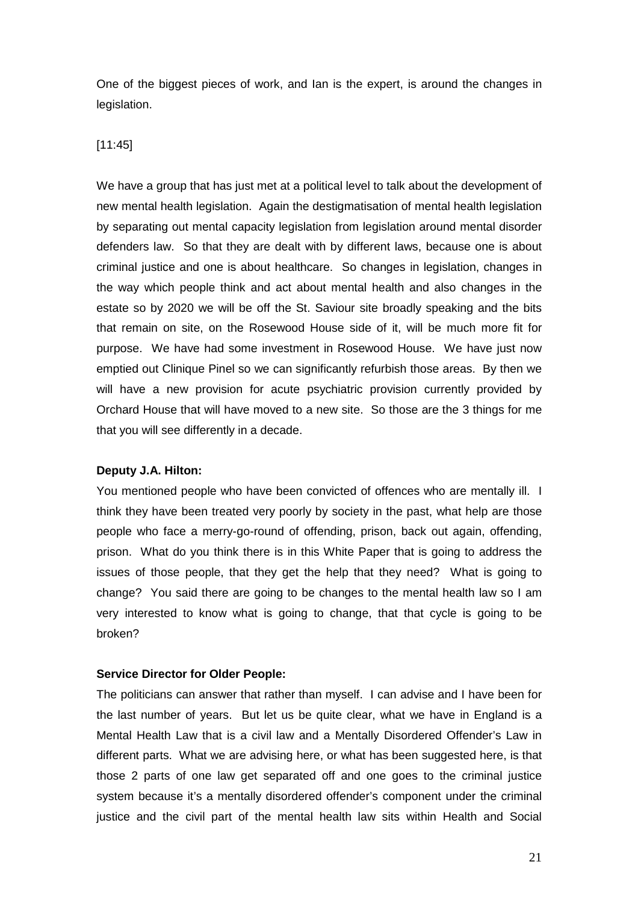One of the biggest pieces of work, and Ian is the expert, is around the changes in legislation.

[11:45]

We have a group that has just met at a political level to talk about the development of new mental health legislation. Again the destigmatisation of mental health legislation by separating out mental capacity legislation from legislation around mental disorder defenders law. So that they are dealt with by different laws, because one is about criminal justice and one is about healthcare. So changes in legislation, changes in the way which people think and act about mental health and also changes in the estate so by 2020 we will be off the St. Saviour site broadly speaking and the bits that remain on site, on the Rosewood House side of it, will be much more fit for purpose. We have had some investment in Rosewood House. We have just now emptied out Clinique Pinel so we can significantly refurbish those areas. By then we will have a new provision for acute psychiatric provision currently provided by Orchard House that will have moved to a new site. So those are the 3 things for me that you will see differently in a decade.

**Deputy J.A. Hilton:**

You mentioned people who have been convicted of offences who are mentally ill. I think they have been treated very poorly by society in the past, what help are those people who face a merry-go-round of offending, prison, back out again, offending, prison. What do you think there is in this White Paper that is going to address the issues of those people, that they get the help that they need? What is going to change? You said there are going to be changes to the mental health law so I am very interested to know what is going to change, that that cycle is going to be broken?

**Service Director for Older People:**

The politicians can answer that rather than myself. I can advise and I have been for the last number of years. But let us be quite clear, what we have in England is a Mental Health Law that is a civil law and a Mentally Disordered Offender's Law in different parts. What we are advising here, or what has been suggested here, is that those 2 parts of one law get separated off and one goes to the criminal justice system because it's a mentally disordered offender's component under the criminal justice and the civil part of the mental health law sits within Health and Social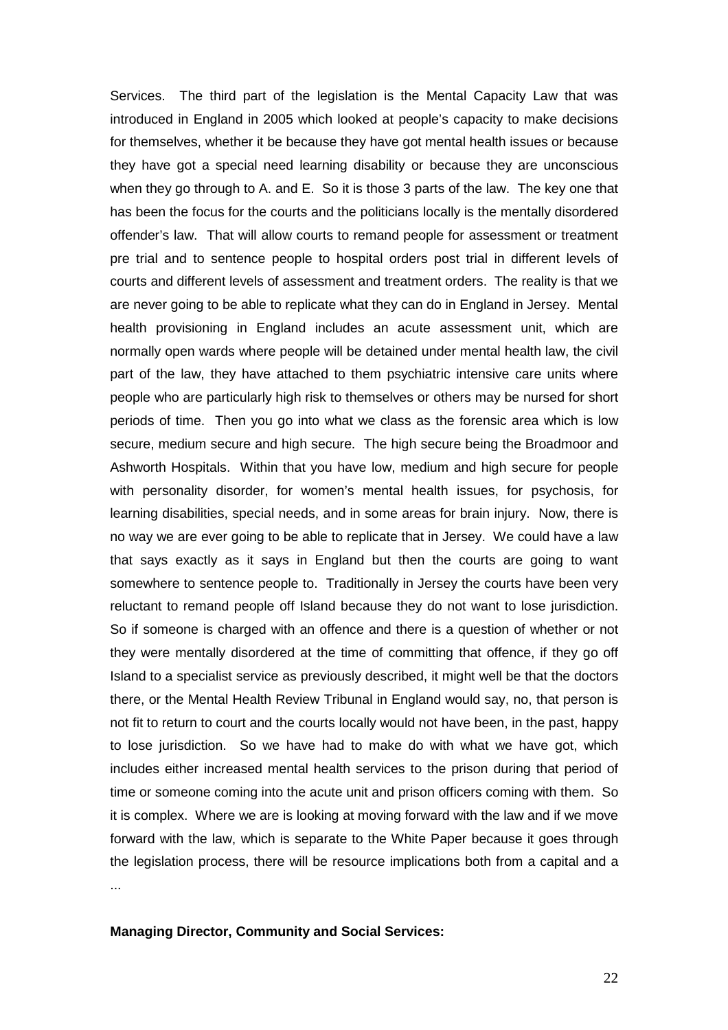Services. The third part of the legislation is the Mental Capacity Law that was introduced in England in 2005 which looked at people's capacity to make decisions for themselves, whether it be because they have got mental health issues or because they have got a special need learning disability or because they are unconscious when they go through to A. and E. So it is those 3 parts of the law. The key one that has been the focus for the courts and the politicians locally is the mentally disordered offender's law. That will allow courts to remand people for assessment or treatment pre trial and to sentence people to hospital orders post trial in different levels of courts and different levels of assessment and treatment orders. The reality is that we are never going to be able to replicate what they can do in England in Jersey. Mental health provisioning in England includes an acute assessment unit, which are normally open wards where people will be detained under mental health law, the civil part of the law, they have attached to them psychiatric intensive care units where people who are particularly high risk to themselves or others may be nursed for short periods of time. Then you go into what we class as the forensic area which is low secure, medium secure and high secure. The high secure being the Broadmoor and Ashworth Hospitals. Within that you have low, medium and high secure for people with personality disorder, for women's mental health issues, for psychosis, for learning disabilities, special needs, and in some areas for brain injury. Now, there is no way we are ever going to be able to replicate that in Jersey. We could have a law that says exactly as it says in England but then the courts are going to want somewhere to sentence people to. Traditionally in Jersey the courts have been very reluctant to remand people off Island because they do not want to lose jurisdiction. So if someone is charged with an offence and there is a question of whether or not they were mentally disordered at the time of committing that offence, if they go off Island to a specialist service as previously described, it might well be that the doctors there, or the Mental Health Review Tribunal in England would say, no, that person is not fit to return to court and the courts locally would not have been, in the past, happy to lose jurisdiction. So we have had to make do with what we have got, which includes either increased mental health services to the prison during that period of time or someone coming into the acute unit and prison officers coming with them. So it is complex. Where we are is looking at moving forward with the law and if we move forward with the law, which is separate to the White Paper because it goes through the legislation process, there will be resource implications both from a capital and a ...

**Managing Director, Community and Social Services:**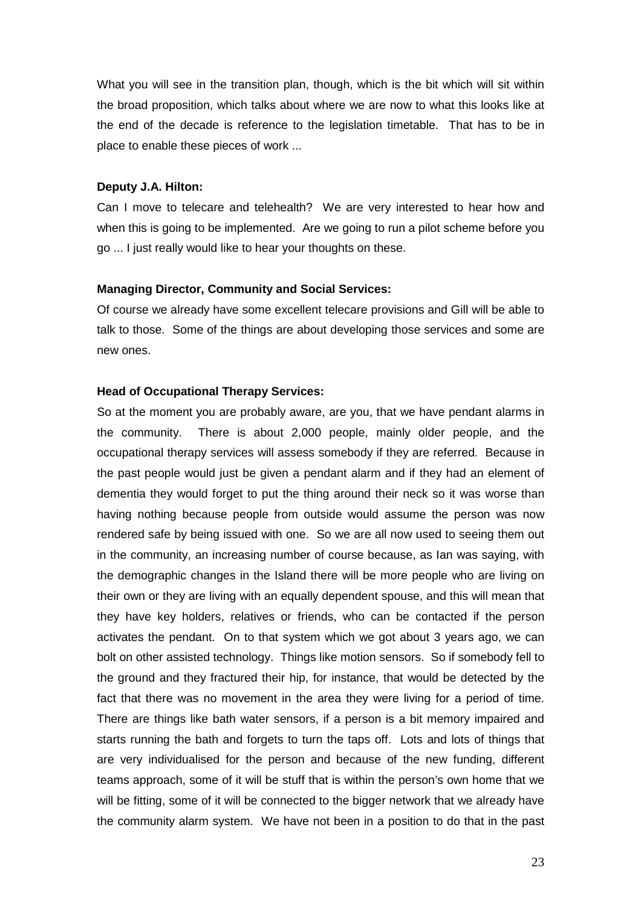What you will see in the transition plan, though, which is the bit which will sit within the broad proposition, which talks about where we are now to what this looks like at the end of the decade is reference to the legislation timetable. That has to be in place to enable these pieces of work ...

**Deputy J.A. Hilton:**

Can I move to telecare and telehealth? We are very interested to hear how and when this is going to be implemented. Are we going to run a pilot scheme before you go ... I just really would like to hear your thoughts on these.

**Managing Director, Community and Social Services:**

Of course we already have some excellent telecare provisions and Gill will be able to talk to those. Some of the things are about developing those services and some are new ones.

**Head of Occupational Therapy Services:**

So at the moment you are probably aware, are you, that we have pendant alarms in the community. There is about 2,000 people, mainly older people, and the occupational therapy services will assess somebody if they are referred. Because in the past people would just be given a pendant alarm and if they had an element of dementia they would forget to put the thing around their neck so it was worse than having nothing because people from outside would assume the person was now rendered safe by being issued with one. So we are all now used to seeing them out in the community, an increasing number of course because, as Ian was saying, with the demographic changes in the Island there will be more people who are living on their own or they are living with an equally dependent spouse, and this will mean that they have key holders, relatives or friends, who can be contacted if the person activates the pendant. On to that system which we got about 3 years ago, we can bolt on other assisted technology. Things like motion sensors. So if somebody fell to the ground and they fractured their hip, for instance, that would be detected by the fact that there was no movement in the area they were living for a period of time. There are things like bath water sensors, if a person is a bit memory impaired and starts running the bath and forgets to turn the taps off. Lots and lots of things that are very individualised for the person and because of the new funding, different teams approach, some of it will be stuff that is within the person's own home that we will be fitting, some of it will be connected to the bigger network that we already have the community alarm system. We have not been in a position to do that in the past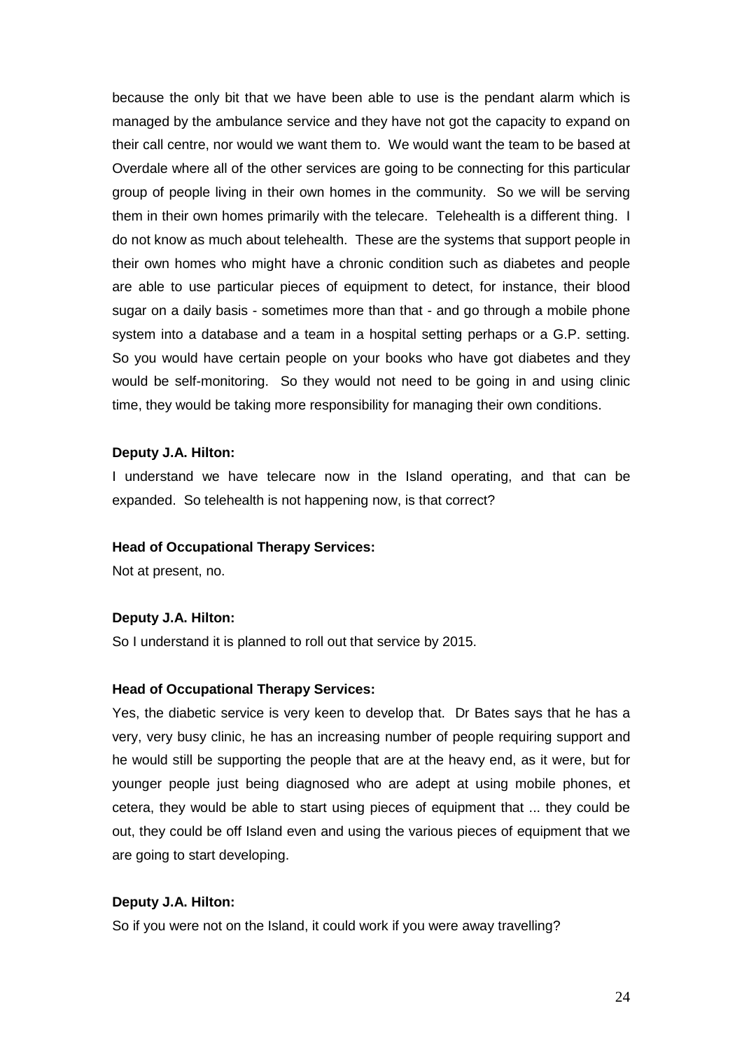because the only bit that we have been able to use is the pendant alarm which is managed by the ambulance service and they have not got the capacity to expand on their call centre, nor would we want them to. We would want the team to be based at Overdale where all of the other services are going to be connecting for this particular group of people living in their own homes in the community. So we will be serving them in their own homes primarily with the telecare. Telehealth is a different thing. I do not know as much about telehealth. These are the systems that support people in their own homes who might have a chronic condition such as diabetes and people are able to use particular pieces of equipment to detect, for instance, their blood sugar on a daily basis - sometimes more than that - and go through a mobile phone system into a database and a team in a hospital setting perhaps or a G.P. setting. So you would have certain people on your books who have got diabetes and they would be self-monitoring. So they would not need to be going in and using clinic time, they would be taking more responsibility for managing their own conditions.

**Deputy J.A. Hilton:**

I understand we have telecare now in the Island operating, and that can be expanded. So telehealth is not happening now, is that correct?

**Head of Occupational Therapy Services:**

Not at present, no.

**Deputy J.A. Hilton:**

So I understand it is planned to roll out that service by 2015.

**Head of Occupational Therapy Services:**

Yes, the diabetic service is very keen to develop that. Dr Bates says that he has a very, very busy clinic, he has an increasing number of people requiring support and he would still be supporting the people that are at the heavy end, as it were, but for younger people just being diagnosed who are adept at using mobile phones, et cetera, they would be able to start using pieces of equipment that ... they could be out, they could be off Island even and using the various pieces of equipment that we are going to start developing.

**Deputy J.A. Hilton:**

So if you were not on the Island, it could work if you were away travelling?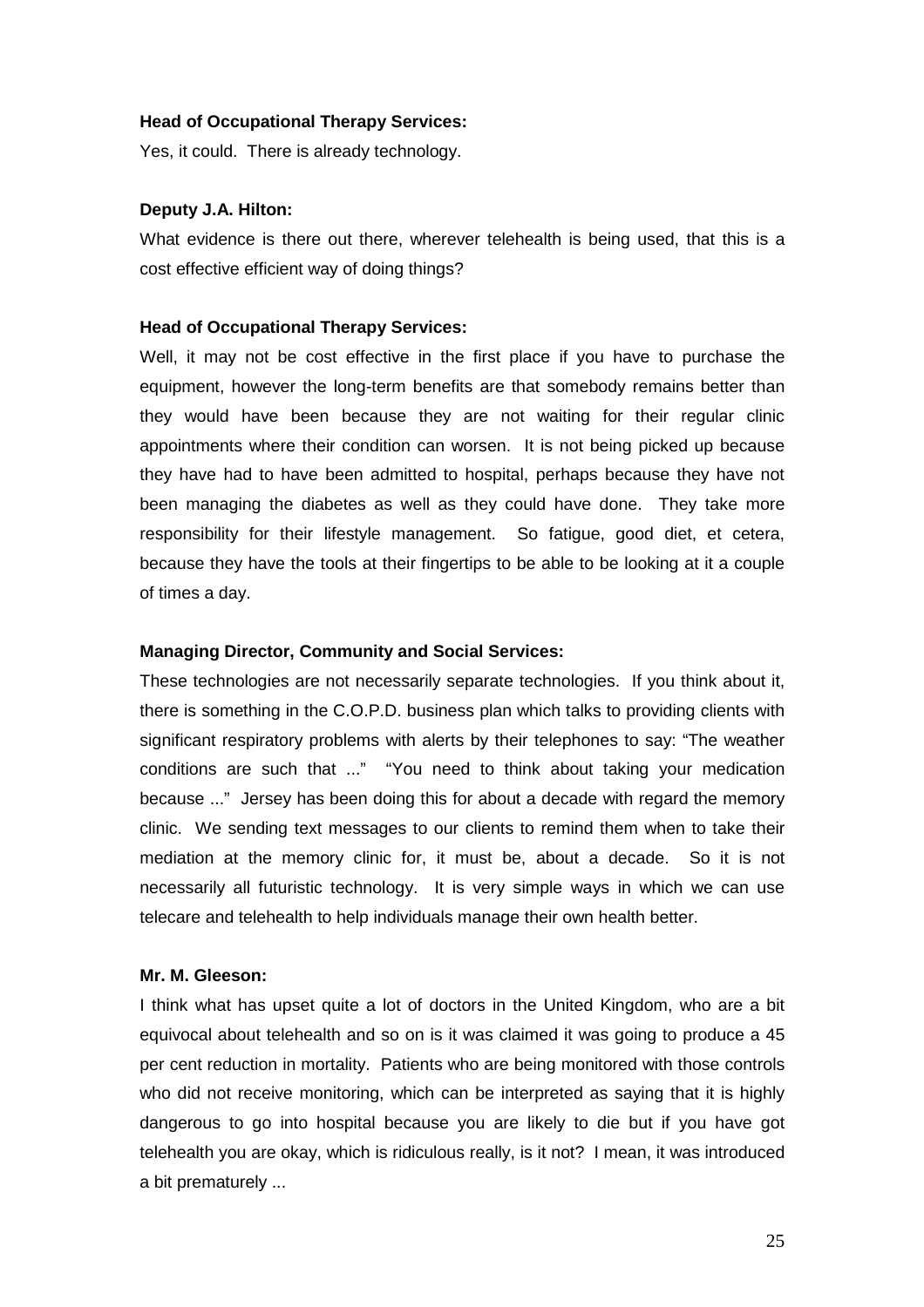**Head of Occupational Therapy Services:**

Yes, it could. There is already technology.

**Deputy J.A. Hilton:**

What evidence is there out there, wherever telehealth is being used, that this is a cost effective efficient way of doing things?

**Head of Occupational Therapy Services:**

Well, it may not be cost effective in the first place if you have to purchase the equipment, however the long-term benefits are that somebody remains better than they would have been because they are not waiting for their regular clinic appointments where their condition can worsen. It is not being picked up because they have had to have been admitted to hospital, perhaps because they have not been managing the diabetes as well as they could have done. They take more responsibility for their lifestyle management. So fatigue, good diet, et cetera, because they have the tools at their fingertips to be able to be looking at it a couple of times a day.

**Managing Director, Community and Social Services:**

These technologies are not necessarily separate technologies. If you think about it, there is something in the C.O.P.D. business plan which talks to providing clients with significant respiratory problems with alerts by their telephones to say: "The weather conditions are such that ..." "You need to think about taking your medication because ..." Jersey has been doing this for about a decade with regard the memory clinic. We sending text messages to our clients to remind them when to take their mediation at the memory clinic for, it must be, about a decade. So it is not necessarily all futuristic technology. It is very simple ways in which we can use telecare and telehealth to help individuals manage their own health better.

**Mr. M. Gleeson:**

I think what has upset quite a lot of doctors in the United Kingdom, who are a bit equivocal about telehealth and so on is it was claimed it was going to produce a 45 per cent reduction in mortality. Patients who are being monitored with those controls who did not receive monitoring, which can be interpreted as saying that it is highly dangerous to go into hospital because you are likely to die but if you have got telehealth you are okay, which is ridiculous really, is it not? I mean, it was introduced a bit prematurely ...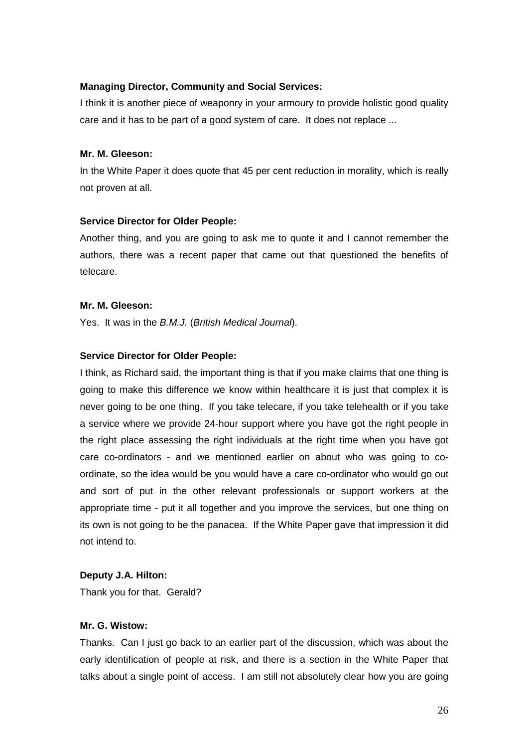**Managing Director, Community and Social Services:**

I think it is another piece of weaponry in your armoury to provide holistic good quality care and it has to be part of a good system of care. It does not replace ...

**Mr. M. Gleeson:**

In the White Paper it does quote that 45 per cent reduction in morality, which is really not proven at all.

**Service Director for Older People:**

Another thing, and you are going to ask me to quote it and I cannot remember the authors, there was a recent paper that came out that questioned the benefits of telecare.

**Mr. M. Gleeson:**

Yes. It was in the *B.M.J.* (*British Medical Journal*).

**Service Director for Older People:**

I think, as Richard said, the important thing is that if you make claims that one thing is going to make this difference we know within healthcare it is just that complex it is never going to be one thing. If you take telecare, if you take telehealth or if you take a service where we provide 24-hour support where you have got the right people in the right place assessing the right individuals at the right time when you have got care co-ordinators - and we mentioned earlier on about who was going to co-ordinate, so the idea would be you would have a care co-ordinator who would go out and sort of put in the other relevant professionals or support workers at the appropriate time - put it all together and you improve the services, but one thing on its own is not going to be the panacea. If the White Paper gave that impression it did not intend to.

**Deputy J.A. Hilton:**

Thank you for that. Gerald?

**Mr. G. Wistow:**

Thanks. Can I just go back to an earlier part of the discussion, which was about the early identification of people at risk, and there is a section in the White Paper that talks about a single point of access. I am still not absolutely clear how you are going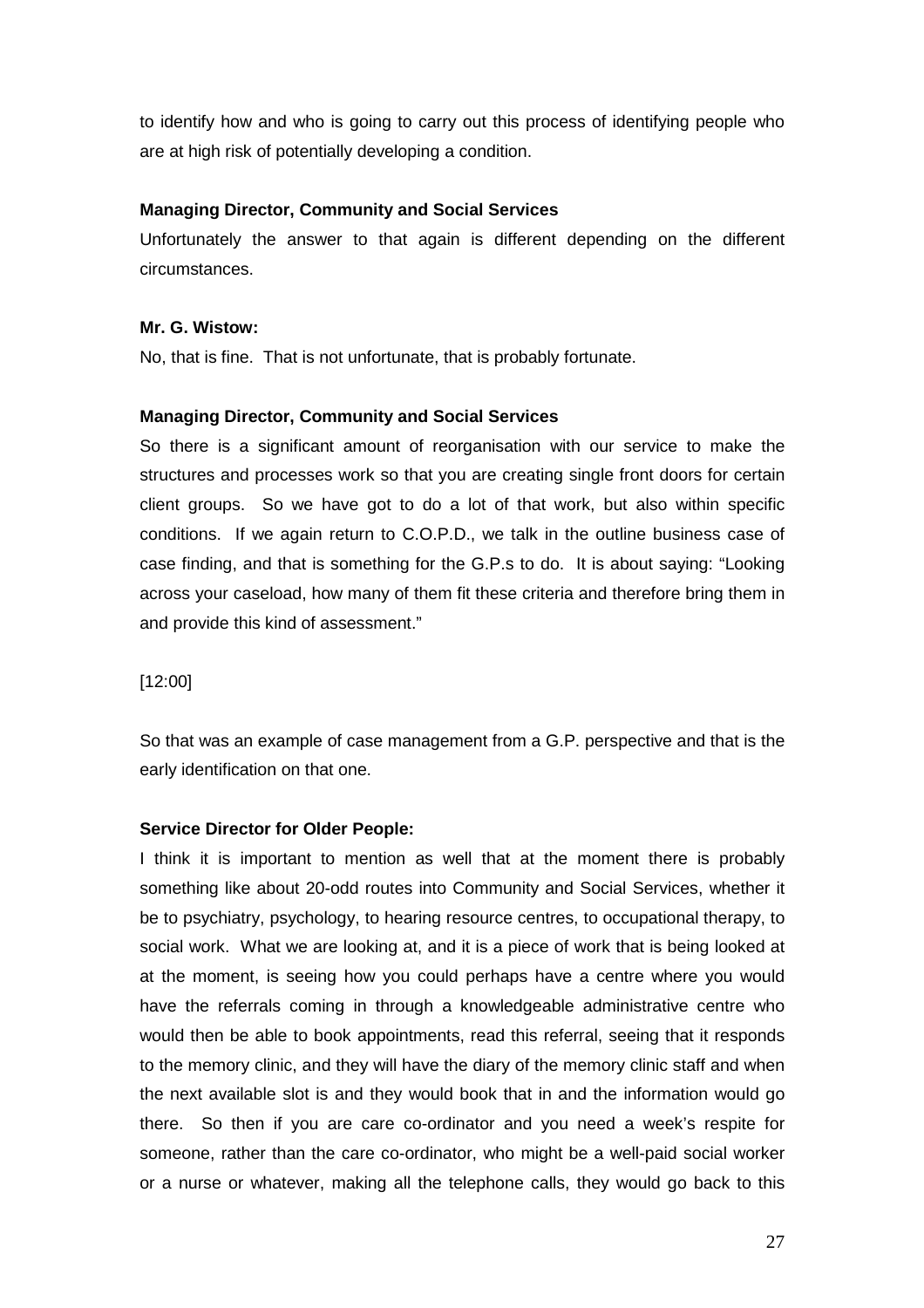to identify how and who is going to carry out this process of identifying people who are at high risk of potentially developing a condition.

**Managing Director, Community and Social Services**

Unfortunately the answer to that again is different depending on the different circumstances.

**Mr. G. Wistow:**

No, that is fine. That is not unfortunate, that is probably fortunate.

**Managing Director, Community and Social Services**

So there is a significant amount of reorganisation with our service to make the structures and processes work so that you are creating single front doors for certain client groups. So we have got to do a lot of that work, but also within specific conditions. If we again return to C.O.P.D., we talk in the outline business case of case finding, and that is something for the G.P.s to do. It is about saying: "Looking across your caseload, how many of them fit these criteria and therefore bring them in and provide this kind of assessment."

[12:00]

So that was an example of case management from a G.P. perspective and that is the early identification on that one.

**Service Director for Older People:**

I think it is important to mention as well that at the moment there is probably something like about 20-odd routes into Community and Social Services, whether it be to psychiatry, psychology, to hearing resource centres, to occupational therapy, to social work. What we are looking at, and it is a piece of work that is being looked at at the moment, is seeing how you could perhaps have a centre where you would have the referrals coming in through a knowledgeable administrative centre who would then be able to book appointments, read this referral, seeing that it responds to the memory clinic, and they will have the diary of the memory clinic staff and when the next available slot is and they would book that in and the information would go there. So then if you are care co-ordinator and you need a week's respite for someone, rather than the care co-ordinator, who might be a well-paid social worker or a nurse or whatever, making all the telephone calls, they would go back to this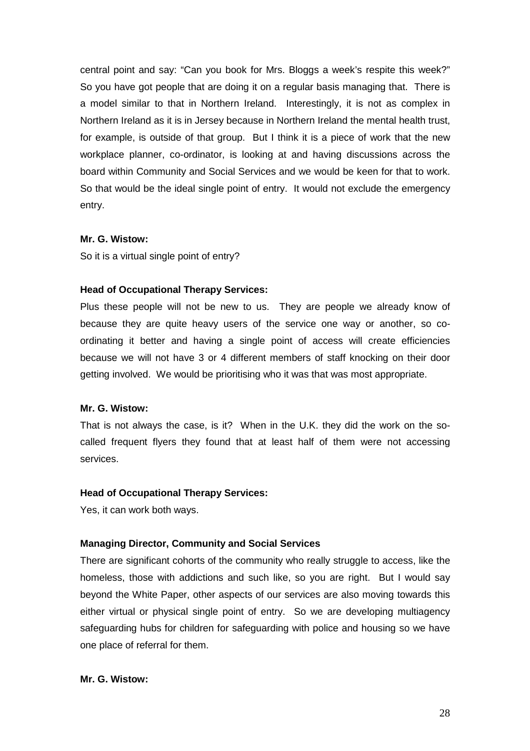central point and say: "Can you book for Mrs. Bloggs a week's respite this week?" So you have got people that are doing it on a regular basis managing that. There is a model similar to that in Northern Ireland. Interestingly, it is not as complex in Northern Ireland as it is in Jersey because in Northern Ireland the mental health trust, for example, is outside of that group. But I think it is a piece of work that the new workplace planner, co-ordinator, is looking at and having discussions across the board within Community and Social Services and we would be keen for that to work. So that would be the ideal single point of entry. It would not exclude the emergency entry.

**Mr. G. Wistow:**

So it is a virtual single point of entry?

**Head of Occupational Therapy Services:**

Plus these people will not be new to us. They are people we already know of because they are quite heavy users of the service one way or another, so co-ordinating it better and having a single point of access will create efficiencies because we will not have 3 or 4 different members of staff knocking on their door getting involved. We would be prioritising who it was that was most appropriate.

**Mr. G. Wistow:**

That is not always the case, is it? When in the U.K. they did the work on the so-called frequent flyers they found that at least half of them were not accessing services.

**Head of Occupational Therapy Services:**

Yes, it can work both ways.

**Managing Director, Community and Social Services**

There are significant cohorts of the community who really struggle to access, like the homeless, those with addictions and such like, so you are right. But I would say beyond the White Paper, other aspects of our services are also moving towards this either virtual or physical single point of entry. So we are developing multiagency safeguarding hubs for children for safeguarding with police and housing so we have one place of referral for them.

**Mr. G. Wistow:**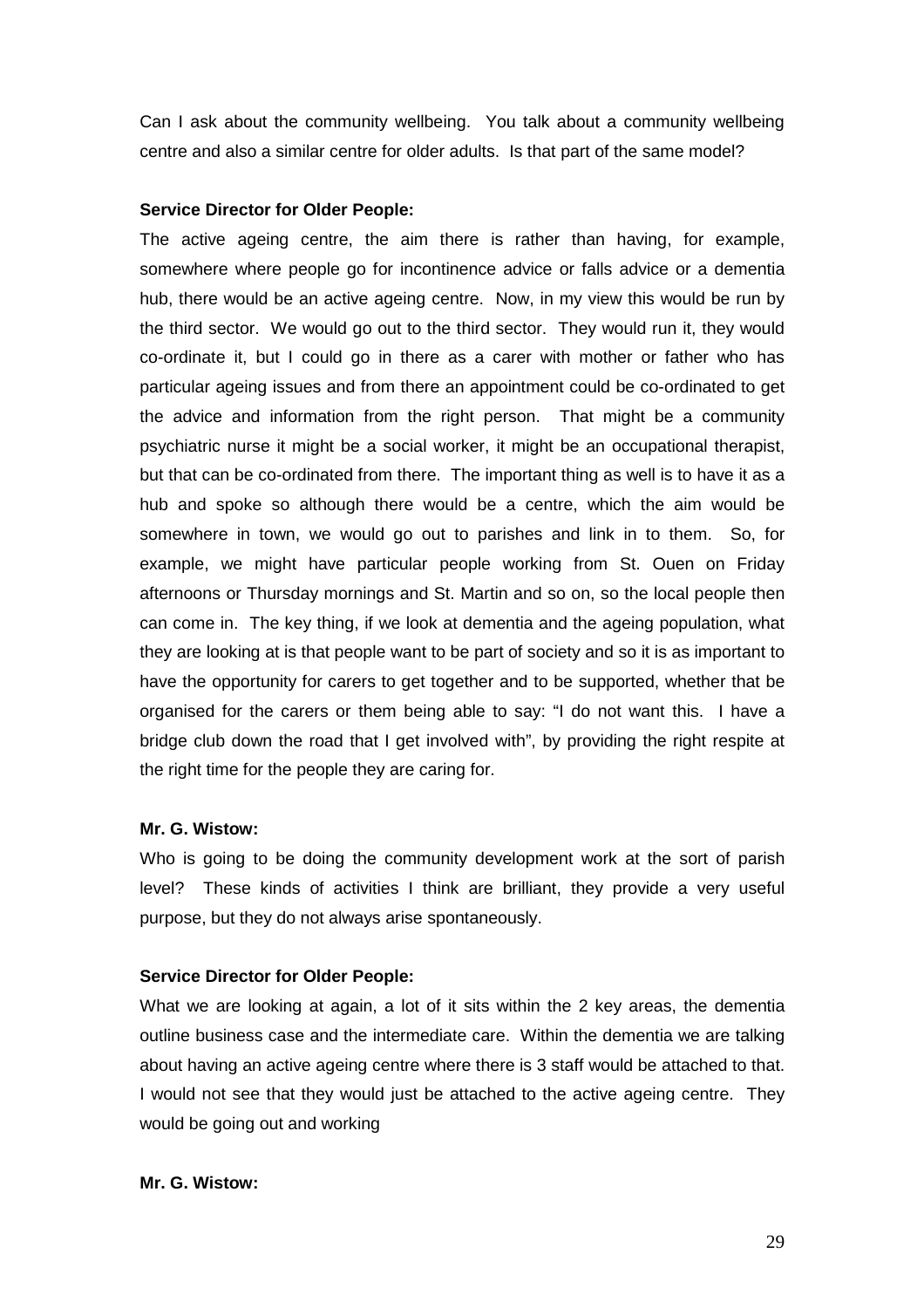Can I ask about the community wellbeing. You talk about a community wellbeing centre and also a similar centre for older adults. Is that part of the same model?

**Service Director for Older People:**

The active ageing centre, the aim there is rather than having, for example, somewhere where people go for incontinence advice or falls advice or a dementia hub, there would be an active ageing centre. Now, in my view this would be run by the third sector. We would go out to the third sector. They would run it, they would co-ordinate it, but I could go in there as a carer with mother or father who has particular ageing issues and from there an appointment could be co-ordinated to get the advice and information from the right person. That might be a community psychiatric nurse it might be a social worker, it might be an occupational therapist, but that can be co-ordinated from there. The important thing as well is to have it as a hub and spoke so although there would be a centre, which the aim would be somewhere in town, we would go out to parishes and link in to them. So, for example, we might have particular people working from St. Ouen on Friday afternoons or Thursday mornings and St. Martin and so on, so the local people then can come in. The key thing, if we look at dementia and the ageing population, what they are looking at is that people want to be part of society and so it is as important to have the opportunity for carers to get together and to be supported, whether that be organised for the carers or them being able to say: "I do not want this. I have a bridge club down the road that I get involved with", by providing the right respite at the right time for the people they are caring for.

**Mr. G. Wistow:**

Who is going to be doing the community development work at the sort of parish level? These kinds of activities I think are brilliant, they provide a very useful purpose, but they do not always arise spontaneously.

**Service Director for Older People:**

What we are looking at again, a lot of it sits within the 2 key areas, the dementia outline business case and the intermediate care. Within the dementia we are talking about having an active ageing centre where there is 3 staff would be attached to that. I would not see that they would just be attached to the active ageing centre. They would be going out and working

**Mr. G. Wistow:**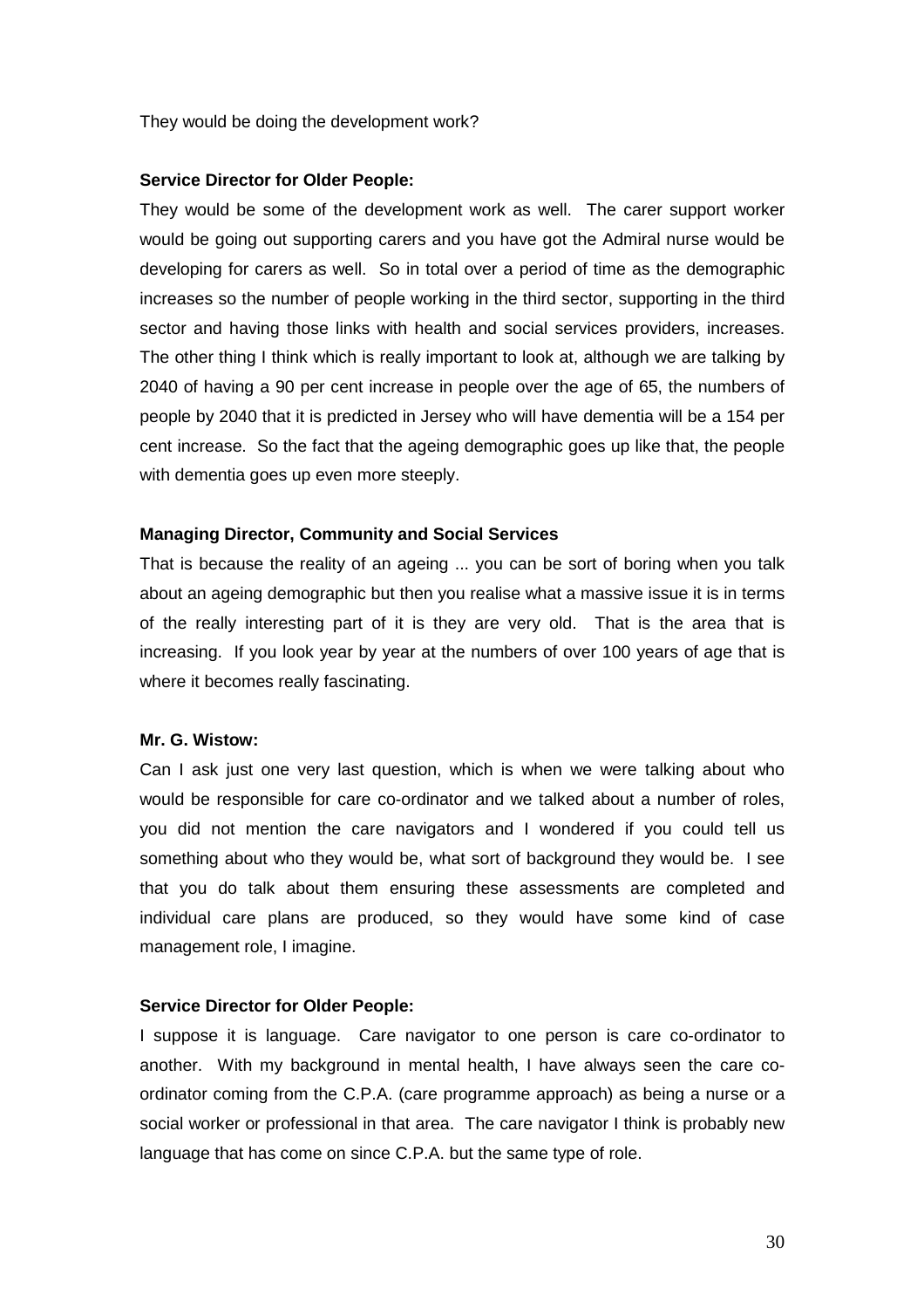They would be doing the development work?

**Service Director for Older People:**

They would be some of the development work as well. The carer support worker would be going out supporting carers and you have got the Admiral nurse would be developing for carers as well. So in total over a period of time as the demographic increases so the number of people working in the third sector, supporting in the third sector and having those links with health and social services providers, increases. The other thing I think which is really important to look at, although we are talking by 2040 of having a 90 per cent increase in people over the age of 65, the numbers of people by 2040 that it is predicted in Jersey who will have dementia will be a 154 per cent increase. So the fact that the ageing demographic goes up like that, the people with dementia goes up even more steeply.

**Managing Director, Community and Social Services**

That is because the reality of an ageing ... you can be sort of boring when you talk about an ageing demographic but then you realise what a massive issue it is in terms of the really interesting part of it is they are very old. That is the area that is increasing. If you look year by year at the numbers of over 100 years of age that is where it becomes really fascinating.

**Mr. G. Wistow:**

Can I ask just one very last question, which is when we were talking about who would be responsible for care co-ordinator and we talked about a number of roles, you did not mention the care navigators and I wondered if you could tell us something about who they would be, what sort of background they would be. I see that you do talk about them ensuring these assessments are completed and individual care plans are produced, so they would have some kind of case management role, I imagine.

**Service Director for Older People:**

I suppose it is language. Care navigator to one person is care co-ordinator to another. With my background in mental health, I have always seen the care co-ordinator coming from the C.P.A. (care programme approach) as being a nurse or a social worker or professional in that area. The care navigator I think is probably new language that has come on since C.P.A. but the same type of role.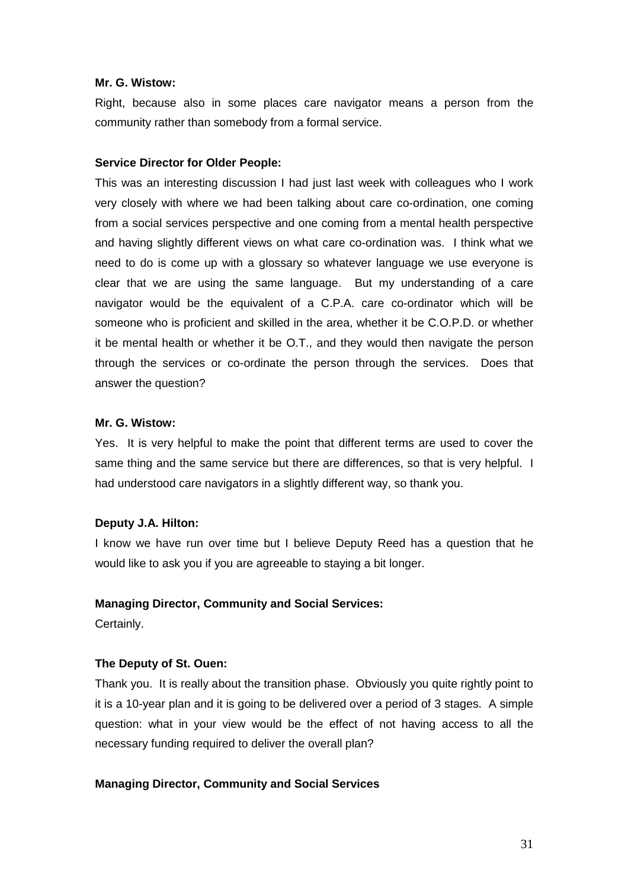**Mr. G. Wistow:**

Right, because also in some places care navigator means a person from the community rather than somebody from a formal service.

**Service Director for Older People:**

This was an interesting discussion I had just last week with colleagues who I work very closely with where we had been talking about care co-ordination, one coming from a social services perspective and one coming from a mental health perspective and having slightly different views on what care co-ordination was. I think what we need to do is come up with a glossary so whatever language we use everyone is clear that we are using the same language. But my understanding of a care navigator would be the equivalent of a C.P.A. care co-ordinator which will be someone who is proficient and skilled in the area, whether it be C.O.P.D. or whether it be mental health or whether it be O.T., and they would then navigate the person through the services or co-ordinate the person through the services. Does that answer the question?

**Mr. G. Wistow:**

Yes. It is very helpful to make the point that different terms are used to cover the same thing and the same service but there are differences, so that is very helpful. I had understood care navigators in a slightly different way, so thank you.

**Deputy J.A. Hilton:**

I know we have run over time but I believe Deputy Reed has a question that he would like to ask you if you are agreeable to staying a bit longer.

**Managing Director, Community and Social Services:**

Certainly.

**The Deputy of St. Ouen:**

Thank you. It is really about the transition phase. Obviously you quite rightly point to it is a 10-year plan and it is going to be delivered over a period of 3 stages. A simple question: what in your view would be the effect of not having access to all the necessary funding required to deliver the overall plan?

**Managing Director, Community and Social Services**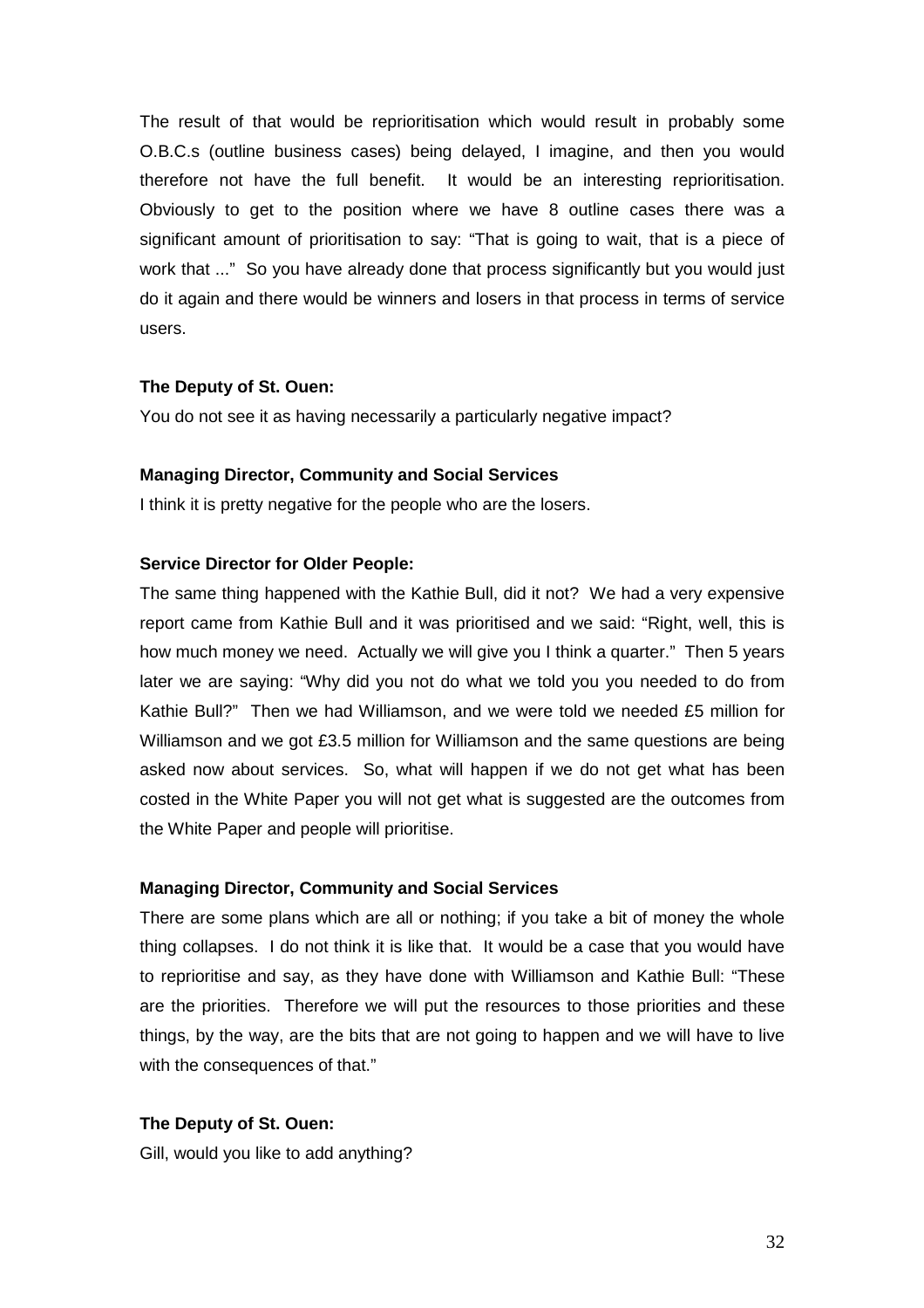The result of that would be reprioritisation which would result in probably some O.B.C.s (outline business cases) being delayed, I imagine, and then you would therefore not have the full benefit. It would be an interesting reprioritisation. Obviously to get to the position where we have 8 outline cases there was a significant amount of prioritisation to say: "That is going to wait, that is a piece of work that ..." So you have already done that process significantly but you would just do it again and there would be winners and losers in that process in terms of service users.

**The Deputy of St. Ouen:**

You do not see it as having necessarily a particularly negative impact?

**Managing Director, Community and Social Services**

I think it is pretty negative for the people who are the losers.

**Service Director for Older People:**

The same thing happened with the Kathie Bull, did it not? We had a very expensive report came from Kathie Bull and it was prioritised and we said: "Right, well, this is how much money we need. Actually we will give you I think a quarter." Then 5 years later we are saying: "Why did you not do what we told you you needed to do from Kathie Bull?" Then we had Williamson, and we were told we needed £5 million for Williamson and we got £3.5 million for Williamson and the same questions are being asked now about services. So, what will happen if we do not get what has been costed in the White Paper you will not get what is suggested are the outcomes from the White Paper and people will prioritise.

**Managing Director, Community and Social Services**

There are some plans which are all or nothing; if you take a bit of money the whole thing collapses. I do not think it is like that. It would be a case that you would have to reprioritise and say, as they have done with Williamson and Kathie Bull: "These are the priorities. Therefore we will put the resources to those priorities and these things, by the way, are the bits that are not going to happen and we will have to live with the consequences of that."

**The Deputy of St. Ouen:**

Gill, would you like to add anything?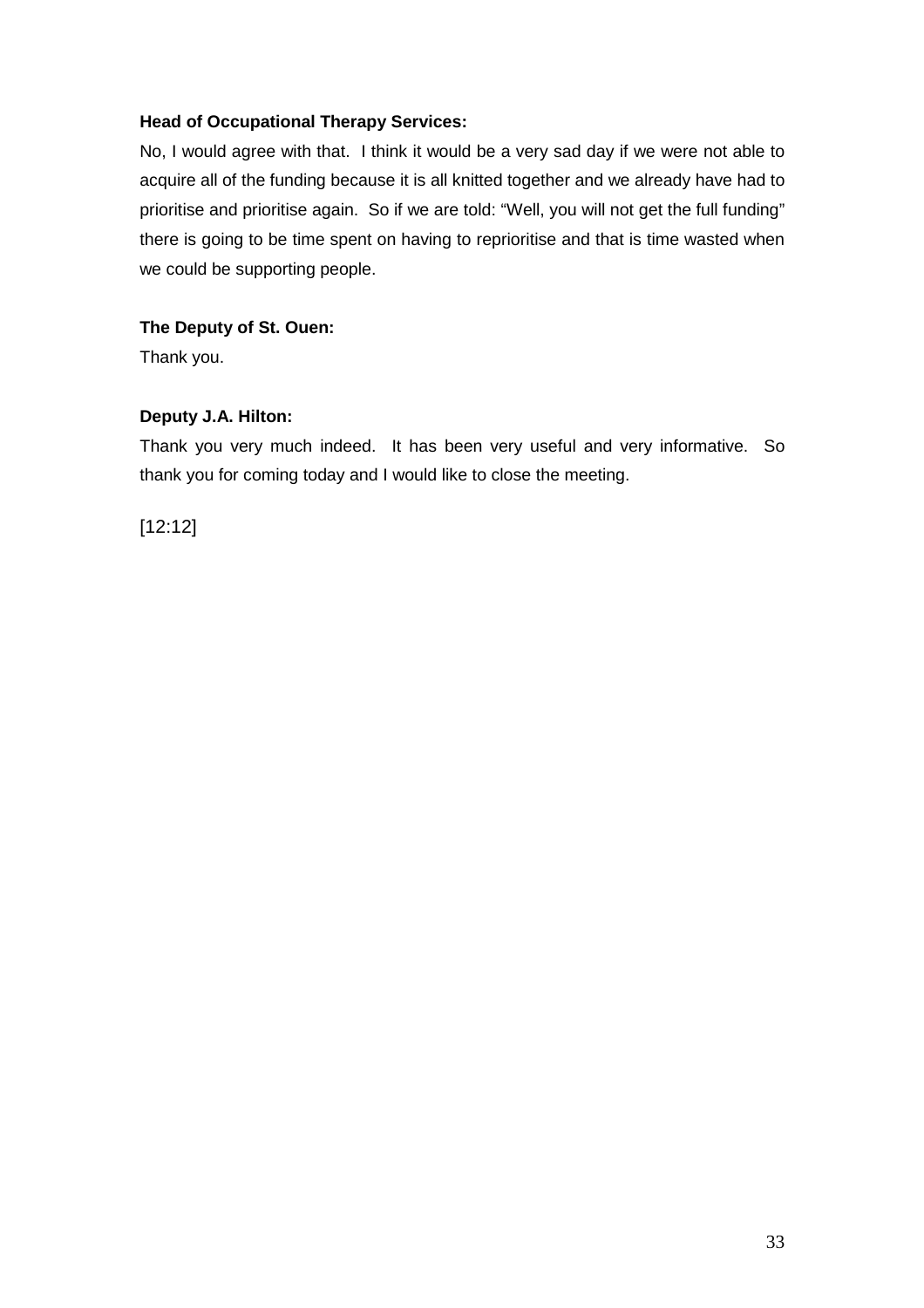**Head of Occupational Therapy Services:**

No, I would agree with that. I think it would be a very sad day if we were not able to acquire all of the funding because it is all knitted together and we already have had to prioritise and prioritise again. So if we are told: "Well, you will not get the full funding" there is going to be time spent on having to reprioritise and that is time wasted when we could be supporting people.

**The Deputy of St. Ouen:**

Thank you.

**Deputy J.A. Hilton:**

Thank you very much indeed. It has been very useful and very informative. So thank you for coming today and I would like to close the meeting.

[12:12]